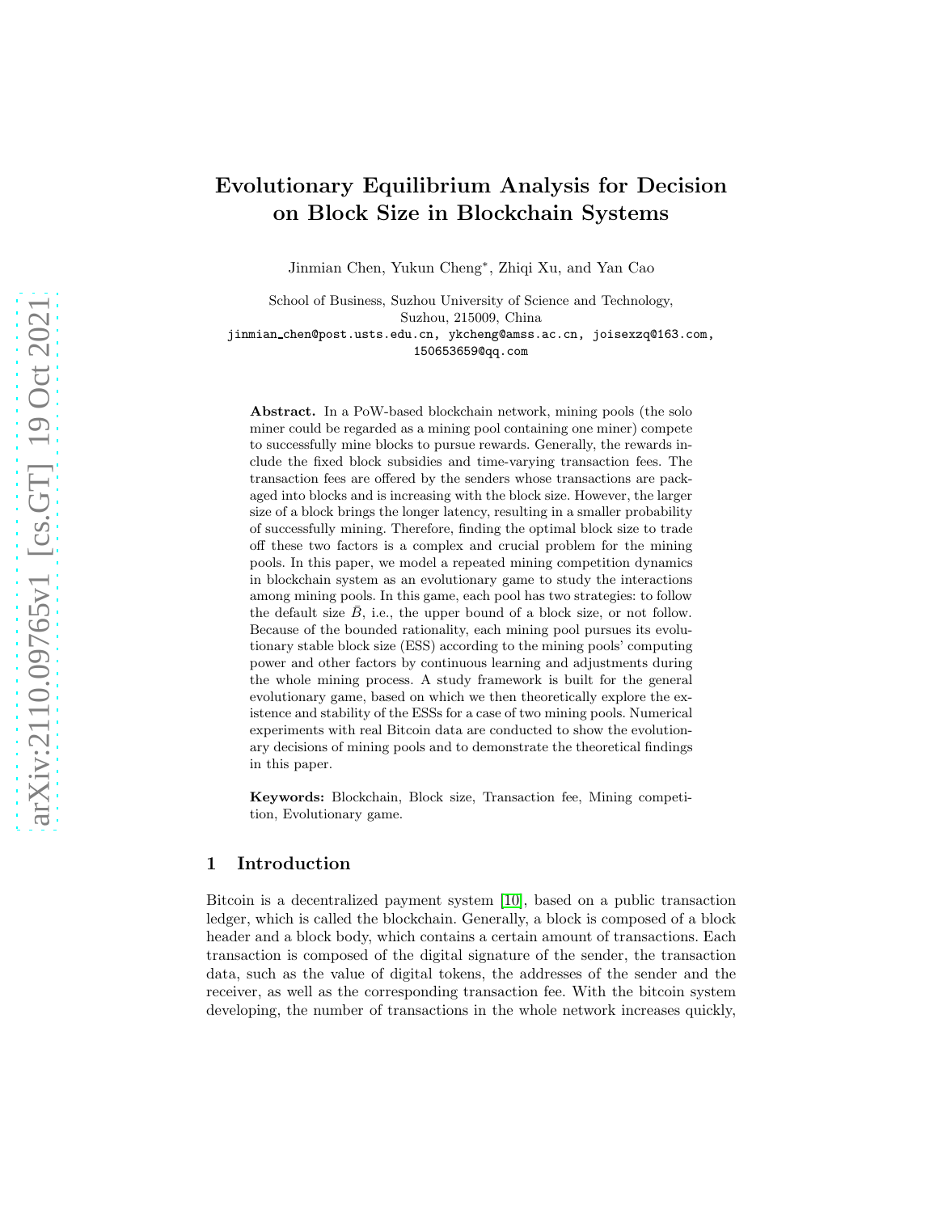# Evolutionary Equilibrium Analysis for Decision on Block Size in Blockchain Systems

Jinmian Chen, Yukun Cheng*, Zhiqi Xu, and Yan Cao

School of Business, Suzhou University of Science and Technology, Suzhou, 215009, China
jinmian_chen@post.usts.edu.cn, ykcheng@amss.ac.cn, joisexzq@163.com, 150653659@qq.com

**Abstract.** In a PoW-based blockchain network, mining pools (the solo miner could be regarded as a mining pool containing one miner) compete to successfully mine blocks to pursue rewards. Generally, the rewards include the fixed block subsidies and time-varying transaction fees. The transaction fees are offered by the senders whose transactions are packaged into blocks and is increasing with the block size. However, the larger size of a block brings the longer latency, resulting in a smaller probability of successfully mining. Therefore, finding the optimal block size to trade off these two factors is a complex and crucial problem for the mining pools. In this paper, we model a repeated mining competition dynamics in blockchain system as an evolutionary game to study the interactions among mining pools. In this game, each pool has two strategies: to follow the default size $\bar{B}$, i.e., the upper bound of a block size, or not follow. Because of the bounded rationality, each mining pool pursues its evolutionary stable block size (ESS) according to the mining pools' computing power and other factors by continuous learning and adjustments during the whole mining process. A study framework is built for the general evolutionary game, based on which we then theoretically explore the existence and stability of the ESSs for a case of two mining pools. Numerical experiments with real Bitcoin data are conducted to show the evolutionary decisions of mining pools and to demonstrate the theoretical findings in this paper.

**Keywords:** Blockchain, Block size, Transaction fee, Mining competition, Evolutionary game.

## 1 Introduction

Bitcoin is a decentralized payment system [10], based on a public transaction ledger, which is called the blockchain. Generally, a block is composed of a block header and a block body, which contains a certain amount of transactions. Each transaction is composed of the digital signature of the sender, the transaction data, such as the value of digital tokens, the addresses of the sender and the receiver, as well as the corresponding transaction fee. With the bitcoin system developing, the number of transactions in the whole network increases quickly,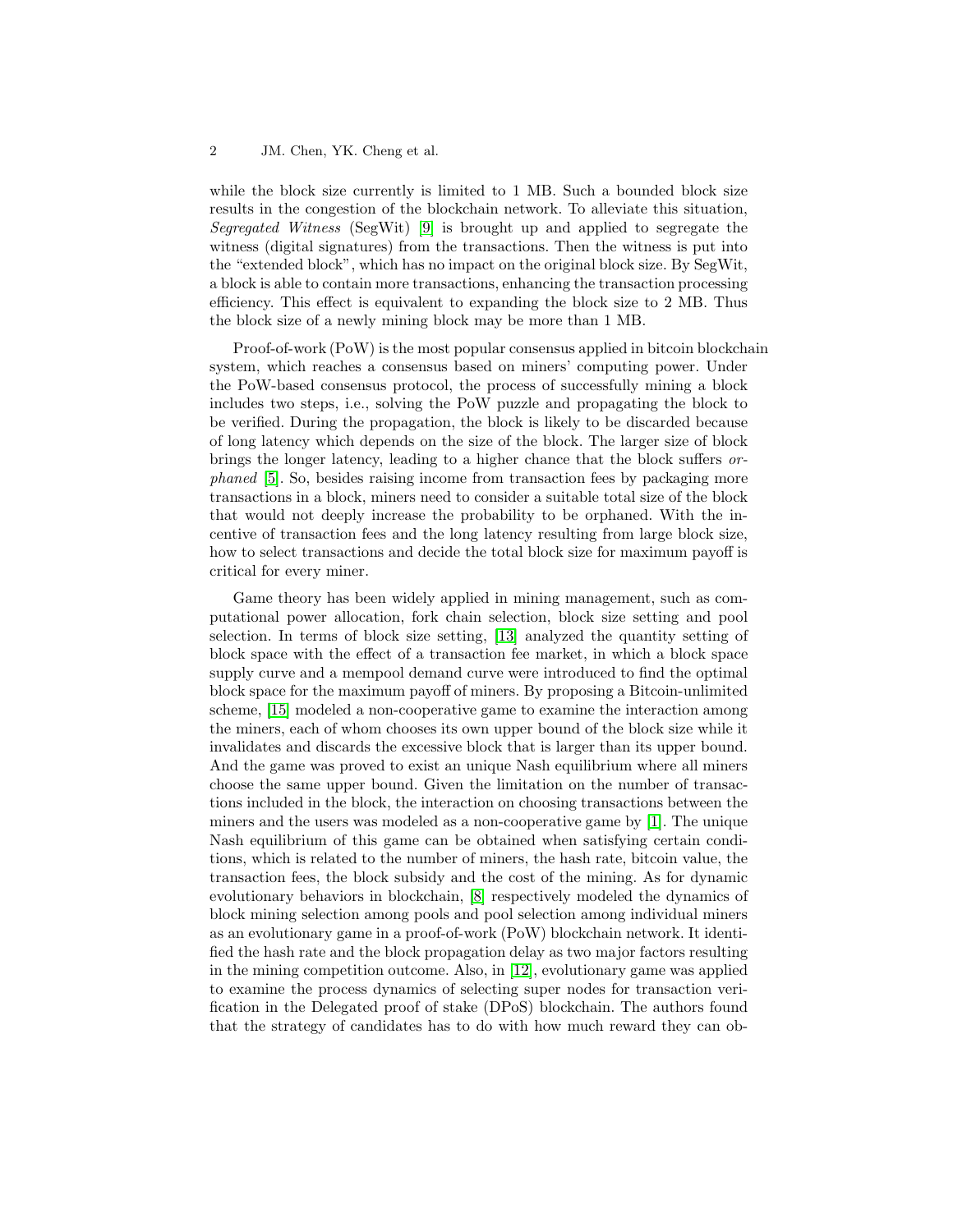while the block size currently is limited to 1 MB. Such a bounded block size results in the congestion of the blockchain network. To alleviate this situation, *Segregated Witness* (SegWit) [9] is brought up and applied to segregate the witness (digital signatures) from the transactions. Then the witness is put into the "extended block", which has no impact on the original block size. By SegWit, a block is able to contain more transactions, enhancing the transaction processing efficiency. This effect is equivalent to expanding the block size to 2 MB. Thus the block size of a newly mining block may be more than 1 MB.

Proof-of-work (PoW) is the most popular consensus applied in bitcoin blockchain system, which reaches a consensus based on miners' computing power. Under the PoW-based consensus protocol, the process of successfully mining a block includes two steps, i.e., solving the PoW puzzle and propagating the block to be verified. During the propagation, the block is likely to be discarded because of long latency which depends on the size of the block. The larger size of block brings the longer latency, leading to a higher chance that the block suffers *orphaned* [5]. So, besides raising income from transaction fees by packaging more transactions in a block, miners need to consider a suitable total size of the block that would not deeply increase the probability to be orphaned. With the incentive of transaction fees and the long latency resulting from large block size, how to select transactions and decide the total block size for maximum payoff is critical for every miner.

Game theory has been widely applied in mining management, such as computational power allocation, fork chain selection, block size setting and pool selection. In terms of block size setting, [13] analyzed the quantity setting of block space with the effect of a transaction fee market, in which a block space supply curve and a mempool demand curve were introduced to find the optimal block space for the maximum payoff of miners. By proposing a Bitcoin-unlimited scheme, [15] modeled a non-cooperative game to examine the interaction among the miners, each of whom chooses its own upper bound of the block size while it invalidates and discards the excessive block that is larger than its upper bound. And the game was proved to exist an unique Nash equilibrium where all miners choose the same upper bound. Given the limitation on the number of transactions included in the block, the interaction on choosing transactions between the miners and the users was modeled as a non-cooperative game by [1]. The unique Nash equilibrium of this game can be obtained when satisfying certain conditions, which is related to the number of miners, the hash rate, bitcoin value, the transaction fees, the block subsidy and the cost of the mining. As for dynamic evolutionary behaviors in blockchain, [8] respectively modeled the dynamics of block mining selection among pools and pool selection among individual miners as an evolutionary game in a proof-of-work (PoW) blockchain network. It identified the hash rate and the block propagation delay as two major factors resulting in the mining competition outcome. Also, in [12], evolutionary game was applied to examine the process dynamics of selecting super nodes for transaction verification in the Delegated proof of stake (DPoS) blockchain. The authors found that the strategy of candidates has to do with how much reward they can ob-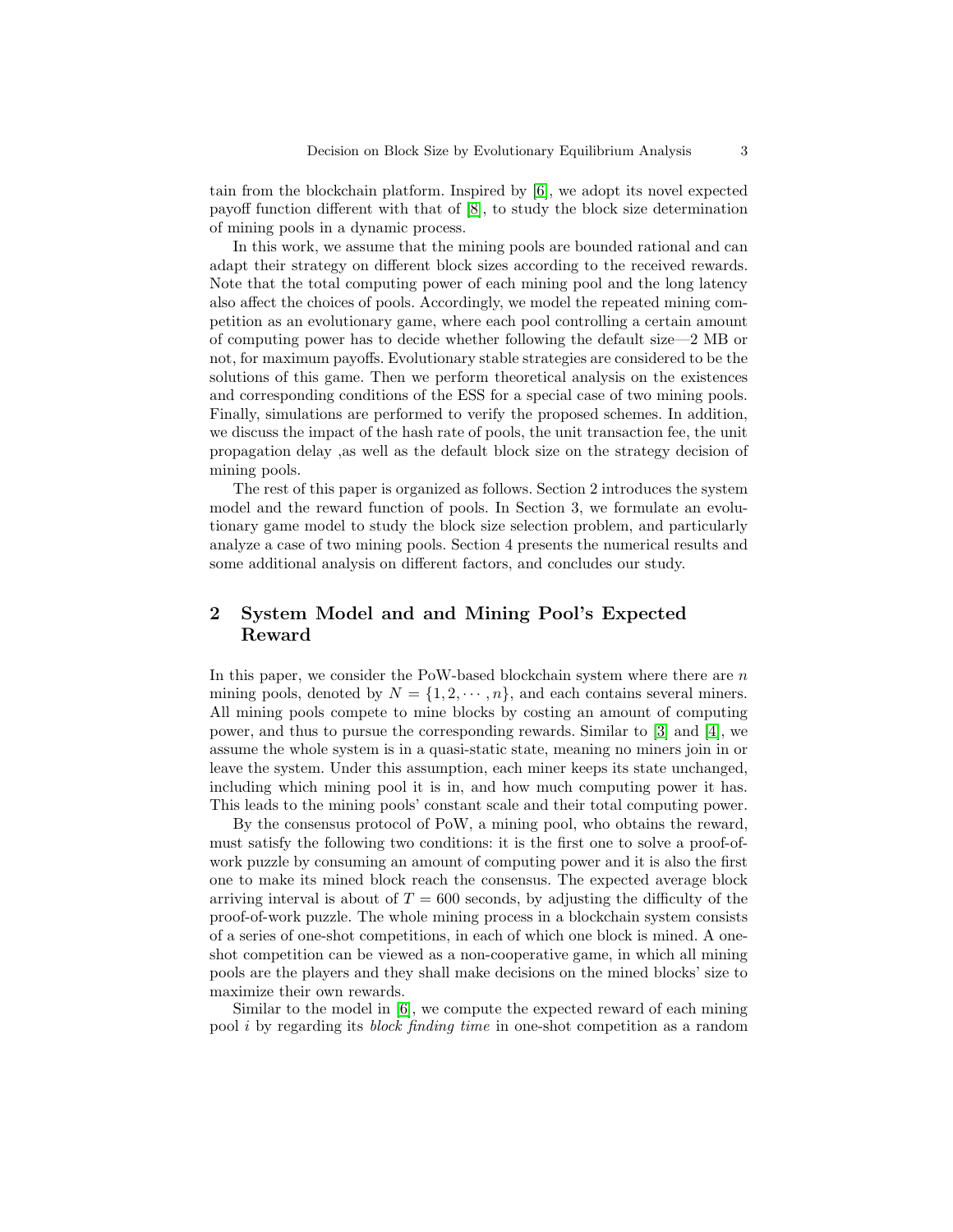tain from the blockchain platform. Inspired by [6], we adopt its novel expected payoff function different with that of [8], to study the block size determination of mining pools in a dynamic process.

In this work, we assume that the mining pools are bounded rational and can adapt their strategy on different block sizes according to the received rewards. Note that the total computing power of each mining pool and the long latency also affect the choices of pools. Accordingly, we model the repeated mining competition as an evolutionary game, where each pool controlling a certain amount of computing power has to decide whether following the default size—2 MB or not, for maximum payoffs. Evolutionary stable strategies are considered to be the solutions of this game. Then we perform theoretical analysis on the existences and corresponding conditions of the ESS for a special case of two mining pools. Finally, simulations are performed to verify the proposed schemes. In addition, we discuss the impact of the hash rate of pools, the unit transaction fee, the unit propagation delay ,as well as the default block size on the strategy decision of mining pools.

The rest of this paper is organized as follows. Section 2 introduces the system model and the reward function of pools. In Section 3, we formulate an evolutionary game model to study the block size selection problem, and particularly analyze a case of two mining pools. Section 4 presents the numerical results and some additional analysis on different factors, and concludes our study.

## 2 System Model and and Mining Pool's Expected Reward

In this paper, we consider the PoW-based blockchain system where there are $n$ mining pools, denoted by $N = \{1, 2, \cdots, n\}$, and each contains several miners. All mining pools compete to mine blocks by costing an amount of computing power, and thus to pursue the corresponding rewards. Similar to [3] and [4], we assume the whole system is in a quasi-static state, meaning no miners join in or leave the system. Under this assumption, each miner keeps its state unchanged, including which mining pool it is in, and how much computing power it has. This leads to the mining pools' constant scale and their total computing power.

By the consensus protocol of PoW, a mining pool, who obtains the reward, must satisfy the following two conditions: it is the first one to solve a proof-of-work puzzle by consuming an amount of computing power and it is also the first one to make its mined block reach the consensus. The expected average block arriving interval is about of $T = 600$ seconds, by adjusting the difficulty of the proof-of-work puzzle. The whole mining process in a blockchain system consists of a series of one-shot competitions, in each of which one block is mined. A one-shot competition can be viewed as a non-cooperative game, in which all mining pools are the players and they shall make decisions on the mined blocks' size to maximize their own rewards.

Similar to the model in [6], we compute the expected reward of each mining pool $i$ by regarding its *block finding time* in one-shot competition as a random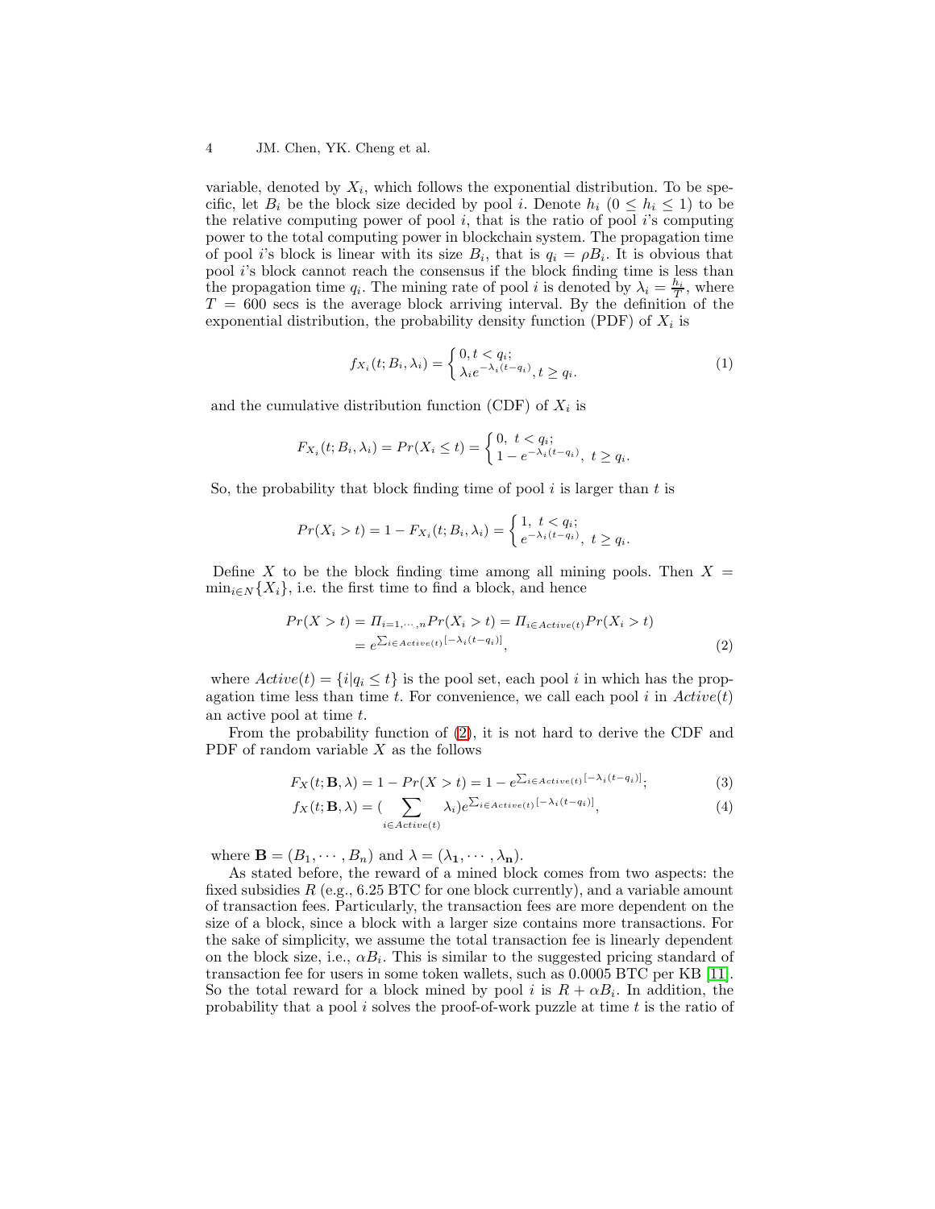variable, denoted by $X_i$, which follows the exponential distribution. To be specific, let $B_i$ be the block size decided by pool $i$. Denote $h_i$ ($0 \leq h_i \leq 1$) to be the relative computing power of pool $i$, that is the ratio of pool $i$'s computing power to the total computing power in blockchain system. The propagation time of pool $i$'s block is linear with its size $B_i$, that is $q_i = \rho B_i$. It is obvious that pool $i$'s block cannot reach the consensus if the block finding time is less than the propagation time $q_i$. The mining rate of pool $i$ is denoted by $\lambda_i = \frac{h_i}{T}$, where $T = 600$ secs is the average block arriving interval. By the definition of the exponential distribution, the probability density function (PDF) of $X_i$ is

$$f_{X_i}(t; B_i, \lambda_i) = \begin{cases} 0, t < q_i; \\ \lambda_i e^{-\lambda_i(t-q_i)}, t \geq q_i. \end{cases} \tag{1}$$

and the cumulative distribution function (CDF) of $X_i$ is

$$F_{X_i}(t; B_i, \lambda_i) = Pr(X_i \leq t) = \begin{cases} 0, \ t < q_i; \\ 1 - e^{-\lambda_i(t-q_i)}, \ t \geq q_i. \end{cases}$$

So, the probability that block finding time of pool $i$ is larger than $t$ is

$$Pr(X_i > t) = 1 - F_{X_i}(t; B_i, \lambda_i) = \begin{cases} 1, \ t < q_i; \\ e^{-\lambda_i(t-q_i)}, \ t \geq q_i. \end{cases}$$

Define $X$ to be the block finding time among all mining pools. Then $X = \min_{i \in N}\{X_i\}$, i.e. the first time to find a block, and hence

$$\begin{aligned} Pr(X > t) &= \Pi_{i=1,\cdots,n} Pr(X_i > t) = \Pi_{i \in Active(t)} Pr(X_i > t) \\ &= e^{\sum_{i \in Active(t)}[-\lambda_i(t-q_i)]}, \end{aligned} \tag{2}$$

where $Active(t) = \{i | q_i \leq t\}$ is the pool set, each pool $i$ in which has the propagation time less than time $t$. For convenience, we call each pool $i$ in $Active(t)$ an active pool at time $t$.

From the probability function of (2), it is not hard to derive the CDF and PDF of random variable $X$ as the follows

$$F_X(t; \mathbf{B}, \lambda) = 1 - Pr(X > t) = 1 - e^{\sum_{i \in Active(t)}[-\lambda_i(t-q_i)]}; \tag{3}$$

$$f_X(t; \mathbf{B}, \lambda) = \left(\sum_{i \in Active(t)} \lambda_i\right) e^{\sum_{i \in Active(t)}[-\lambda_i(t-q_i)]}, \tag{4}$$

where $\mathbf{B} = (B_1, \cdots, B_n)$ and $\lambda = (\lambda_1, \cdots, \lambda_n)$.

As stated before, the reward of a mined block comes from two aspects: the fixed subsidies $R$ (e.g., 6.25 BTC for one block currently), and a variable amount of transaction fees. Particularly, the transaction fees are more dependent on the size of a block, since a block with a larger size contains more transactions. For the sake of simplicity, we assume the total transaction fee is linearly dependent on the block size, i.e., $\alpha B_i$. This is similar to the suggested pricing standard of transaction fee for users in some token wallets, such as 0.0005 BTC per KB [11]. So the total reward for a block mined by pool $i$ is $R + \alpha B_i$. In addition, the probability that a pool $i$ solves the proof-of-work puzzle at time $t$ is the ratio of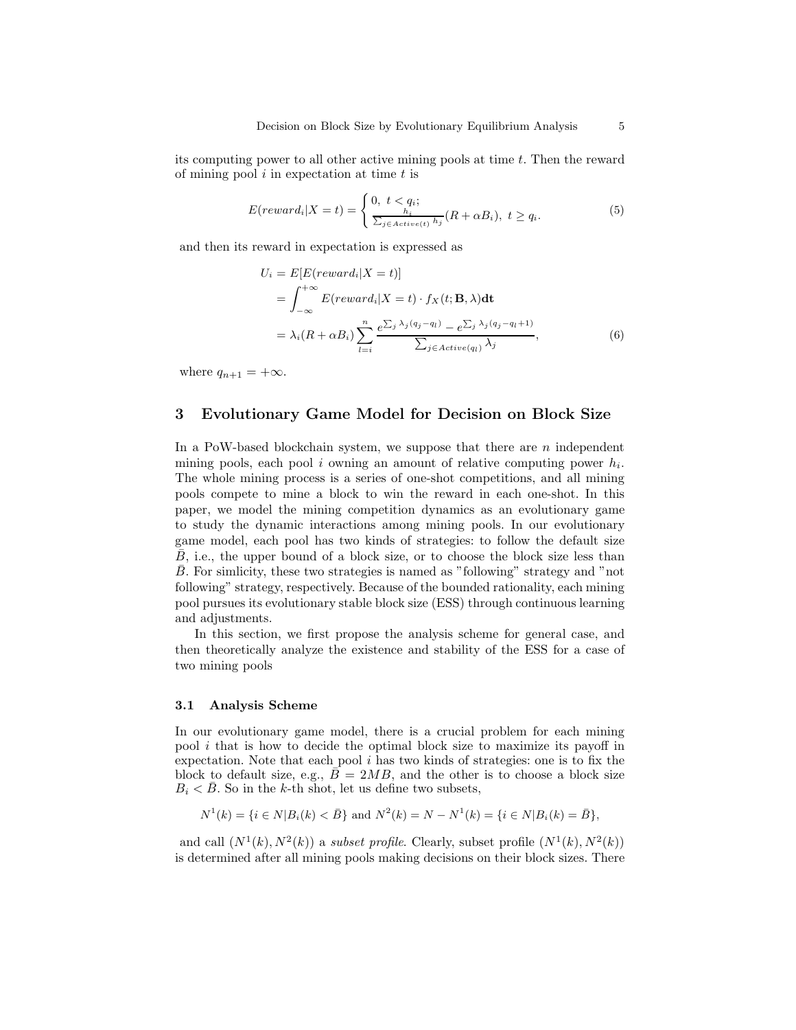its computing power to all other active mining pools at time $t$. Then the reward of mining pool $i$ in expectation at time $t$ is

$$E(reward_i|X=t) = \begin{cases} 0, \ t < q_i; \\ \frac{h_i}{\sum_{j \in Active(t)} h_j}(R + \alpha B_i), \ t \geq q_i. \end{cases} \tag{5}$$

and then its reward in expectation is expressed as

$$\begin{aligned} U_i &= E[E(reward_i|X=t)] \\ &= \int_{-\infty}^{+\infty} E(reward_i|X=t) \cdot f_X(t; \mathbf{B}, \lambda)\mathbf{dt} \\ &= \lambda_i(R + \alpha B_i) \sum_{l=i}^{n} \frac{e^{\sum_j \lambda_j (q_j - q_l)} - e^{\sum_j \lambda_j (q_j - q_l + 1)}}{\sum_{j \in Active(q_l)} \lambda_j}, \end{aligned} \tag{6}$$

where $q_{n+1} = +\infty$.

## 3 Evolutionary Game Model for Decision on Block Size

In a PoW-based blockchain system, we suppose that there are $n$ independent mining pools, each pool $i$ owning an amount of relative computing power $h_i$. The whole mining process is a series of one-shot competitions, and all mining pools compete to mine a block to win the reward in each one-shot. In this paper, we model the mining competition dynamics as an evolutionary game to study the dynamic interactions among mining pools. In our evolutionary game model, each pool has two kinds of strategies: to follow the default size $\bar{B}$, i.e., the upper bound of a block size, or to choose the block size less than $\bar{B}$. For simlicity, these two strategies is named as "following" strategy and "not following" strategy, respectively. Because of the bounded rationality, each mining pool pursues its evolutionary stable block size (ESS) through continuous learning and adjustments.

In this section, we first propose the analysis scheme for general case, and then theoretically analyze the existence and stability of the ESS for a case of two mining pools

### 3.1 Analysis Scheme

In our evolutionary game model, there is a crucial problem for each mining pool $i$ that is how to decide the optimal block size to maximize its payoff in expectation. Note that each pool $i$ has two kinds of strategies: one is to fix the block to default size, e.g., $\bar{B} = 2MB$, and the other is to choose a block size $B_i < \bar{B}$. So in the $k$-th shot, let us define two subsets,

$$N^1(k) = \{i \in N | B_i(k) < \bar{B}\} \text{ and } N^2(k) = N - N^1(k) = \{i \in N | B_i(k) = \bar{B}\},$$

and call $(N^1(k), N^2(k))$ a *subset profile*. Clearly, subset profile $(N^1(k), N^2(k))$ is determined after all mining pools making decisions on their block sizes. There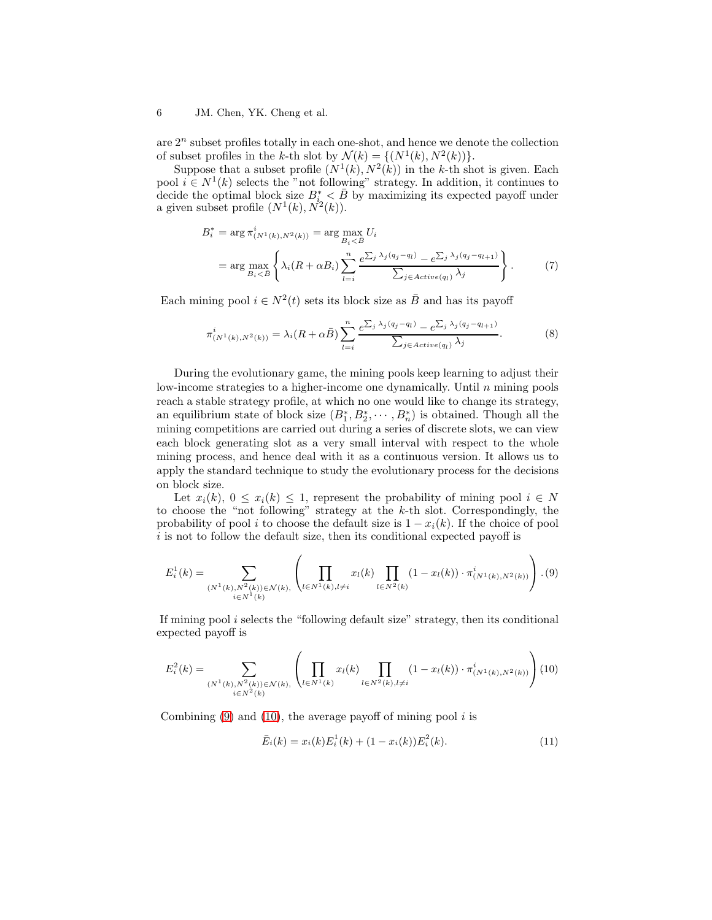are $2^n$ subset profiles totally in each one-shot, and hence we denote the collection of subset profiles in the $k$-th slot by $\mathcal{N}(k) = \{(N^1(k), N^2(k))\}$.

Suppose that a subset profile $(N^1(k), N^2(k))$ in the $k$-th shot is given. Each pool $i \in N^1(k)$ selects the "not following" strategy. In addition, it continues to decide the optimal block size $B_i^* < \bar{B}$ by maximizing its expected payoff under a given subset profile $(N^1(k), N^2(k))$.

$$
\begin{aligned}
B_i^* &= \arg \pi^i_{(N^1(k),N^2(k))} = \arg \max_{B_i < \bar{B}} U_i \\
&= \arg \max_{B_i < \bar{B}} \left\{ \lambda_i (R + \alpha B_i) \sum_{l=i}^{n} \frac{e^{\sum_j \lambda_j (q_j - q_l)} - e^{\sum_j \lambda_j (q_j - q_{l+1})}}{\sum_{j \in Active(q_l)} \lambda_j} \right\}. \qquad (7)
\end{aligned}
$$

Each mining pool $i \in N^2(t)$ sets its block size as $\bar{B}$ and has its payoff

$$
\pi^i_{(N^1(k),N^2(k))} = \lambda_i (R + \alpha \bar{B}) \sum_{l=i}^{n} \frac{e^{\sum_j \lambda_j (q_j - q_l)} - e^{\sum_j \lambda_j (q_j - q_{l+1})}}{\sum_{j \in Active(q_l)} \lambda_j}. \qquad (8)
$$

During the evolutionary game, the mining pools keep learning to adjust their low-income strategies to a higher-income one dynamically. Until $n$ mining pools reach a stable strategy profile, at which no one would like to change its strategy, an equilibrium state of block size $(B_1^*, B_2^*, \cdots, B_n^*)$ is obtained. Though all the mining competitions are carried out during a series of discrete slots, we can view each block generating slot as a very small interval with respect to the whole mining process, and hence deal with it as a continuous version. It allows us to apply the standard technique to study the evolutionary process for the decisions on block size.

Let $x_i(k)$, $0 \leq x_i(k) \leq 1$, represent the probability of mining pool $i \in N$ to choose the "not following" strategy at the $k$-th slot. Correspondingly, the probability of pool $i$ to choose the default size is $1 - x_i(k)$. If the choice of pool $i$ is not to follow the default size, then its conditional expected payoff is

$$
E_i^1(k) = \sum_{\substack{(N^1(k),N^2(k)) \in \mathcal{N}(k), \\ i \in N^1(k)}} \left( \prod_{l \in N^1(k), l \neq i} x_l(k) \prod_{l \in N^2(k)} (1 - x_l(k)) \cdot \pi^i_{(N^1(k),N^2(k))} \right). \qquad (9)
$$

If mining pool $i$ selects the "following default size" strategy, then its conditional expected payoff is

$$
E_i^2(k) = \sum_{\substack{(N^1(k),N^2(k)) \in \mathcal{N}(k), \\ i \in N^2(k)}} \left( \prod_{l \in N^1(k)} x_l(k) \prod_{l \in N^2(k), l \neq i} (1 - x_l(k)) \cdot \pi^i_{(N^1(k),N^2(k))} \right) \qquad (10)
$$

Combining (9) and (10), the average payoff of mining pool $i$ is

$$
\bar{E}_i(k) = x_i(k) E_i^1(k) + (1 - x_i(k)) E_i^2(k). \qquad (11)
$$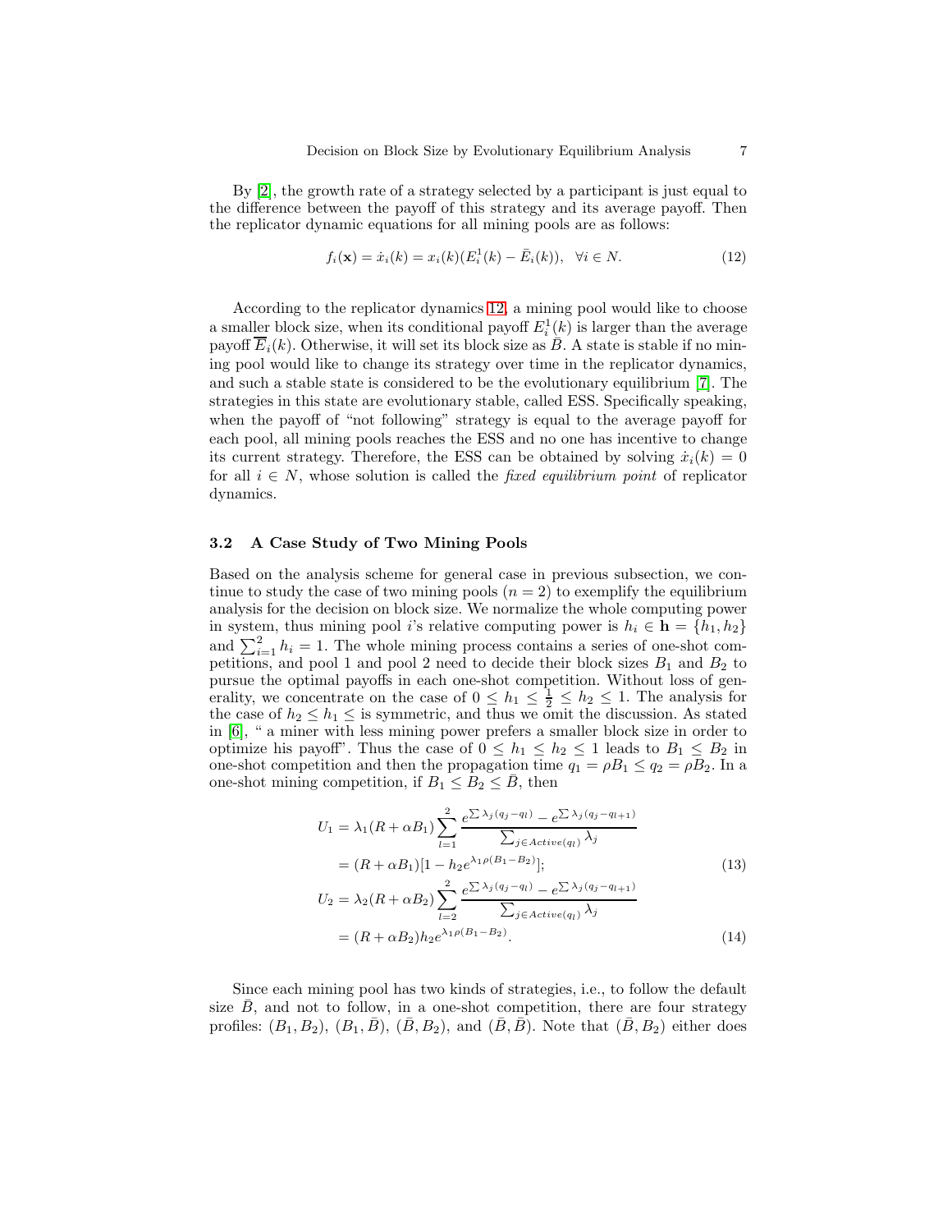By [2], the growth rate of a strategy selected by a participant is just equal to the difference between the payoff of this strategy and its average payoff. Then the replicator dynamic equations for all mining pools are as follows:

$$f_i(\mathbf{x}) = \dot{x}_i(k) = x_i(k)(E_i^1(k) - \bar{E}_i(k)), \quad \forall i \in N. \tag{12}$$

According to the replicator dynamics 12, a mining pool would like to choose a smaller block size, when its conditional payoff $E_i^1(k)$ is larger than the average payoff $\overline{E}_i(k)$. Otherwise, it will set its block size as $\bar{B}$. A state is stable if no mining pool would like to change its strategy over time in the replicator dynamics, and such a stable state is considered to be the evolutionary equilibrium [7]. The strategies in this state are evolutionary stable, called ESS. Specifically speaking, when the payoff of "not following" strategy is equal to the average payoff for each pool, all mining pools reaches the ESS and no one has incentive to change its current strategy. Therefore, the ESS can be obtained by solving $\dot{x}_i(k) = 0$ for all $i \in N$, whose solution is called the *fixed equilibrium point* of replicator dynamics.

### 3.2 A Case Study of Two Mining Pools

Based on the analysis scheme for general case in previous subsection, we continue to study the case of two mining pools ($n = 2$) to exemplify the equilibrium analysis for the decision on block size. We normalize the whole computing power in system, thus mining pool $i$'s relative computing power is $h_i \in \mathbf{h} = \{h_1, h_2\}$ and $\sum_{i=1}^{2} h_i = 1$. The whole mining process contains a series of one-shot competitions, and pool 1 and pool 2 need to decide their block sizes $B_1$ and $B_2$ to pursue the optimal payoffs in each one-shot competition. Without loss of generality, we concentrate on the case of $0 \leq h_1 \leq \frac{1}{2} \leq h_2 \leq 1$. The analysis for the case of $h_2 \leq h_1 \leq$ is symmetric, and thus we omit the discussion. As stated in [6], " a miner with less mining power prefers a smaller block size in order to optimize his payoff". Thus the case of $0 \leq h_1 \leq h_2 \leq 1$ leads to $B_1 \leq B_2$ in one-shot competition and then the propagation time $q_1 = \rho B_1 \leq q_2 = \rho B_2$. In a one-shot mining competition, if $B_1 \leq B_2 \leq \bar{B}$, then

$$\begin{aligned} U_1 &= \lambda_1(R + \alpha B_1) \sum_{l=1}^{2} \frac{e^{\sum \lambda_j(q_j - q_l)} - e^{\sum \lambda_j(q_j - q_{l+1})}}{\sum_{j \in Active(q_l)} \lambda_j} \\ &= (R + \alpha B_1)[1 - h_2 e^{\lambda_1 \rho(B_1 - B_2)}]; \end{aligned} \tag{13}$$

$$\begin{aligned} U_2 &= \lambda_2(R + \alpha B_2) \sum_{l=2}^{2} \frac{e^{\sum \lambda_j(q_j - q_l)} - e^{\sum \lambda_j(q_j - q_{l+1})}}{\sum_{j \in Active(q_l)} \lambda_j} \\ &= (R + \alpha B_2) h_2 e^{\lambda_1 \rho(B_1 - B_2)}. \end{aligned} \tag{14}$$

Since each mining pool has two kinds of strategies, i.e., to follow the default size $\bar{B}$, and not to follow, in a one-shot competition, there are four strategy profiles: $(B_1, B_2)$, $(B_1, \bar{B})$, $(\bar{B}, B_2)$, and $(\bar{B}, \bar{B})$. Note that $(\bar{B}, B_2)$ either does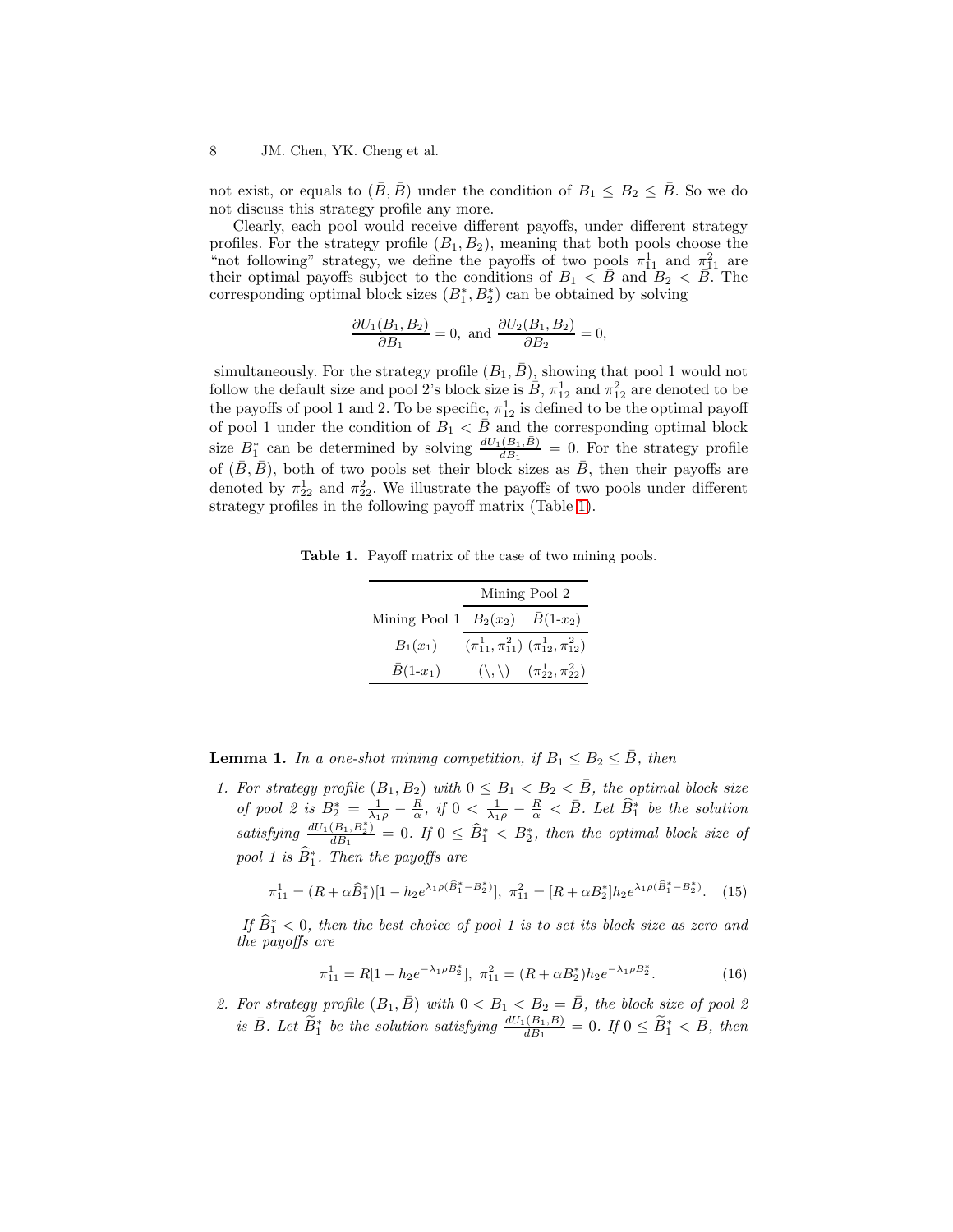not exist, or equals to $(\bar{B}, \bar{B})$ under the condition of $B_1 \leq B_2 \leq \bar{B}$. So we do not discuss this strategy profile any more.

Clearly, each pool would receive different payoffs, under different strategy profiles. For the strategy profile $(B_1, B_2)$, meaning that both pools choose the "not following" strategy, we define the payoffs of two pools $\pi_{11}^1$ and $\pi_{11}^2$ are their optimal payoffs subject to the conditions of $B_1 < \bar{B}$ and $B_2 < \bar{B}$. The corresponding optimal block sizes $(B_1^*, B_2^*)$ can be obtained by solving

$$\frac{\partial U_1(B_1, B_2)}{\partial B_1} = 0, \text{ and } \frac{\partial U_2(B_1, B_2)}{\partial B_2} = 0,$$

simultaneously. For the strategy profile $(B_1, \bar{B})$, showing that pool 1 would not follow the default size and pool 2's block size is $\bar{B}$, $\pi_{12}^1$ and $\pi_{12}^2$ are denoted to be the payoffs of pool 1 and 2. To be specific, $\pi_{12}^1$ is defined to be the optimal payoff of pool 1 under the condition of $B_1 < \bar{B}$ and the corresponding optimal block size $B_1^*$ can be determined by solving $\frac{dU_1(B_1, \bar{B})}{dB_1} = 0$. For the strategy profile of $(\bar{B}, \bar{B})$, both of two pools set their block sizes as $\bar{B}$, then their payoffs are denoted by $\pi_{22}^1$ and $\pi_{22}^2$. We illustrate the payoffs of two pools under different strategy profiles in the following payoff matrix (Table 1).

**Table 1.** Payoff matrix of the case of two mining pools.

| Mining Pool 1 | Mining Pool 2: $B_2(x_2)$ | Mining Pool 2: $\bar{B}$(1-$x_2$) |
|---|---|---|
| $B_1(x_1)$ | $(\pi_{11}^1, \pi_{11}^2)$ | $(\pi_{12}^1, \pi_{12}^2)$ |
| $\bar{B}$(1-$x_1$) | $(\backslash, \backslash)$ | $(\pi_{22}^1, \pi_{22}^2)$ |

**Lemma 1.** *In a one-shot mining competition, if $B_1 \leq B_2 \leq \bar{B}$, then*

1. *For strategy profile $(B_1, B_2)$ with $0 \leq B_1 < B_2 < \bar{B}$, the optimal block size of pool 2 is $B_2^* = \frac{1}{\lambda_1 \rho} - \frac{R}{\alpha}$, if $0 < \frac{1}{\lambda_1 \rho} - \frac{R}{\alpha} < \bar{B}$. Let $\widehat{B}_1^*$ be the solution satisfying $\frac{dU_1(B_1, B_2^*)}{dB_1} = 0$. If $0 \leq \widehat{B}_1^* < B_2^*$, then the optimal block size of pool 1 is $\widehat{B}_1^*$. Then the payoffs are*

$$\pi_{11}^1 = (R + \alpha \widehat{B}_1^*)[1 - h_2 e^{\lambda_1 \rho (\widehat{B}_1^* - B_2^*)}],\ \pi_{11}^2 = [R + \alpha B_2^*] h_2 e^{\lambda_1 \rho (\widehat{B}_1^* - B_2^*)}. \quad (15)$$

   *If $\widehat{B}_1^* < 0$, then the best choice of pool 1 is to set its block size as zero and the payoffs are*

$$\pi_{11}^1 = R[1 - h_2 e^{-\lambda_1 \rho B_2^*}],\ \pi_{11}^2 = (R + \alpha B_2^*) h_2 e^{-\lambda_1 \rho B_2^*}. \quad (16)$$

2. *For strategy profile $(B_1, \bar{B})$ with $0 < B_1 < B_2 = \bar{B}$, the block size of pool 2 is $\bar{B}$. Let $\widetilde{B}_1^*$ be the solution satisfying $\frac{dU_1(B_1, \bar{B})}{dB_1} = 0$. If $0 \leq \widetilde{B}_1^* < \bar{B}$, then*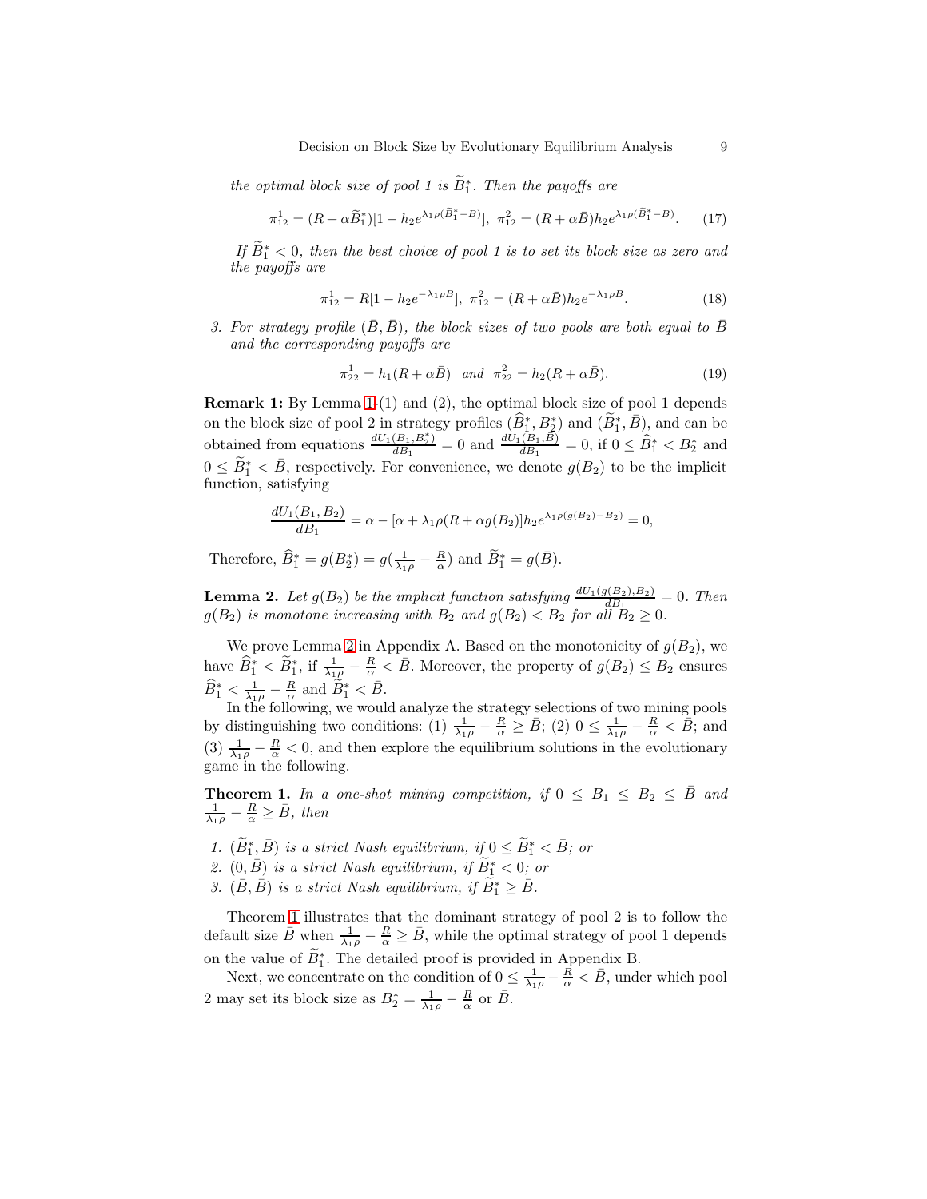*the optimal block size of pool 1 is $\widetilde{B}_1^*$. Then the payoffs are*

$$\pi_{12}^1 = (R + \alpha \widetilde{B}_1^*)[1 - h_2 e^{\lambda_1 \rho (\widetilde{B}_1^* - \bar{B})}],\ \pi_{12}^2 = (R + \alpha \bar{B}) h_2 e^{\lambda_1 \rho (\widetilde{B}_1^* - \bar{B})}. \tag{17}$$

*If $\widetilde{B}_1^* < 0$, then the best choice of pool 1 is to set its block size as zero and the payoffs are*

$$\pi_{12}^1 = R[1 - h_2 e^{-\lambda_1 \rho \bar{B}}],\ \pi_{12}^2 = (R + \alpha \bar{B}) h_2 e^{-\lambda_1 \rho \bar{B}}. \tag{18}$$

3. *For strategy profile $(\bar{B}, \bar{B})$, the block sizes of two pools are both equal to $\bar{B}$ and the corresponding payoffs are*

$$\pi_{22}^1 = h_1 (R + \alpha \bar{B}) \quad and \quad \pi_{22}^2 = h_2 (R + \alpha \bar{B}). \tag{19}$$

**Remark 1:** By Lemma 1-(1) and (2), the optimal block size of pool 1 depends on the block size of pool 2 in strategy profiles $(\widehat{B}_1^*, B_2^*)$ and $(\widetilde{B}_1^*, \bar{B})$, and can be obtained from equations $\frac{dU_1(B_1, B_2^*)}{dB_1} = 0$ and $\frac{dU_1(B_1, \bar{B})}{dB_1} = 0$, if $0 \le \widehat{B}_1^* < B_2^*$ and $0 \le \widetilde{B}_1^* < \bar{B}$, respectively. For convenience, we denote $g(B_2)$ to be the implicit function, satisfying

$$\frac{dU_1(B_1, B_2)}{dB_1} = \alpha - [\alpha + \lambda_1 \rho (R + \alpha g(B_2))] h_2 e^{\lambda_1 \rho (g(B_2) - B_2)} = 0,$$

Therefore, $\widehat{B}_1^* = g(B_2^*) = g(\frac{1}{\lambda_1 \rho} - \frac{R}{\alpha})$ and $\widetilde{B}_1^* = g(\bar{B})$.

**Lemma 2.** *Let $g(B_2)$ be the implicit function satisfying $\frac{dU_1(g(B_2), B_2)}{dB_1} = 0$. Then $g(B_2)$ is monotone increasing with $B_2$ and $g(B_2) < B_2$ for all $B_2 \ge 0$.*

We prove Lemma 2 in Appendix A. Based on the monotonicity of $g(B_2)$, we have $\widehat{B}_1^* < \widetilde{B}_1^*$, if $\frac{1}{\lambda_1 \rho} - \frac{R}{\alpha} < \bar{B}$. Moreover, the property of $g(B_2) \le B_2$ ensures $\widehat{B}_1^* < \frac{1}{\lambda_1 \rho} - \frac{R}{\alpha}$ and $\widetilde{B}_1^* < \bar{B}$.

In the following, we would analyze the strategy selections of two mining pools by distinguishing two conditions: (1) $\frac{1}{\lambda_1 \rho} - \frac{R}{\alpha} \ge \bar{B}$; (2) $0 \le \frac{1}{\lambda_1 \rho} - \frac{R}{\alpha} < \bar{B}$; and (3) $\frac{1}{\lambda_1 \rho} - \frac{R}{\alpha} < 0$, and then explore the equilibrium solutions in the evolutionary game in the following.

**Theorem 1.** *In a one-shot mining competition, if $0 \le B_1 \le B_2 \le \bar{B}$ and $\frac{1}{\lambda_1 \rho} - \frac{R}{\alpha} \ge \bar{B}$, then*

1. *$(\widetilde{B}_1^*, \bar{B})$ is a strict Nash equilibrium, if $0 \le \widetilde{B}_1^* < \bar{B}$; or*
2. *$(0, \bar{B})$ is a strict Nash equilibrium, if $\widetilde{B}_1^* < 0$; or*
3. *$(\bar{B}, \bar{B})$ is a strict Nash equilibrium, if $\widetilde{B}_1^* \ge \bar{B}$.*

Theorem 1 illustrates that the dominant strategy of pool 2 is to follow the default size $\bar{B}$ when $\frac{1}{\lambda_1 \rho} - \frac{R}{\alpha} \ge \bar{B}$, while the optimal strategy of pool 1 depends on the value of $\widetilde{B}_1^*$. The detailed proof is provided in Appendix B.

Next, we concentrate on the condition of $0 \le \frac{1}{\lambda_1 \rho} - \frac{R}{\alpha} < \bar{B}$, under which pool 2 may set its block size as $B_2^* = \frac{1}{\lambda_1 \rho} - \frac{R}{\alpha}$ or $\bar{B}$.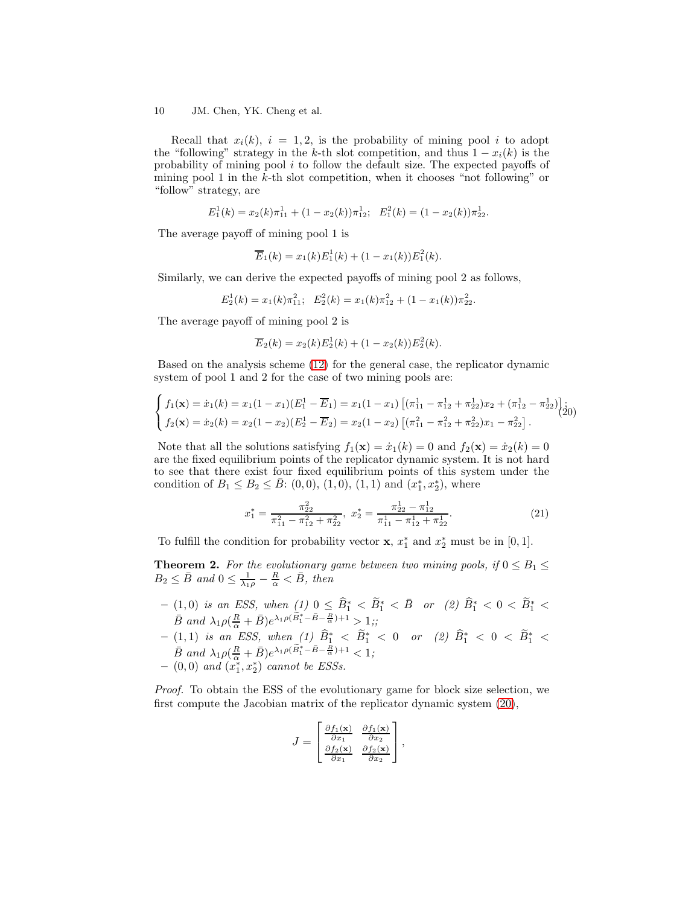Recall that $x_i(k)$, $i = 1, 2$, is the probability of mining pool $i$ to adopt the "following" strategy in the $k$-th slot competition, and thus $1 - x_i(k)$ is the probability of mining pool $i$ to follow the default size. The expected payoffs of mining pool 1 in the $k$-th slot competition, when it chooses "not following" or "follow" strategy, are

$$E_1^1(k) = x_2(k)\pi_{11}^1 + (1 - x_2(k))\pi_{12}^1; \quad E_1^2(k) = (1 - x_2(k))\pi_{22}^1.$$

The average payoff of mining pool 1 is

$$\overline{E}_1(k) = x_1(k)E_1^1(k) + (1 - x_1(k))E_1^2(k).$$

Similarly, we can derive the expected payoffs of mining pool 2 as follows,

$$E_2^1(k) = x_1(k)\pi_{11}^2; \quad E_2^2(k) = x_1(k)\pi_{12}^2 + (1 - x_1(k))\pi_{22}^2.$$

The average payoff of mining pool 2 is

$$\overline{E}_2(k) = x_2(k)E_2^1(k) + (1 - x_2(k))E_2^2(k).$$

Based on the analysis scheme (12) for the general case, the replicator dynamic system of pool 1 and 2 for the case of two mining pools are:

$$\begin{cases} f_1(\mathbf{x}) = \dot{x}_1(k) = x_1(1 - x_1)(E_1^1 - \overline{E}_1) = x_1(1 - x_1)\left[(\pi_{11}^1 - \pi_{12}^1 + \pi_{22}^1)x_2 + (\pi_{12}^1 - \pi_{22}^1)\right]; \\ f_2(\mathbf{x}) = \dot{x}_2(k) = x_2(1 - x_2)(E_2^1 - \overline{E}_2) = x_2(1 - x_2)\left[(\pi_{11}^2 - \pi_{12}^2 + \pi_{22}^2)x_1 - \pi_{22}^2\right]. \end{cases} \tag{20}$$

Note that all the solutions satisfying $f_1(\mathbf{x}) = \dot{x}_1(k) = 0$ and $f_2(\mathbf{x}) = \dot{x}_2(k) = 0$ are the fixed equilibrium points of the replicator dynamic system. It is not hard to see that there exist four fixed equilibrium points of this system under the condition of $B_1 \le B_2 \le \bar{B}$: $(0, 0)$, $(1, 0)$, $(1, 1)$ and $(x_1^*, x_2^*)$, where

$$x_1^* = \frac{\pi_{22}^2}{\pi_{11}^2 - \pi_{12}^2 + \pi_{22}^2}, \; x_2^* = \frac{\pi_{22}^1 - \pi_{12}^1}{\pi_{11}^1 - \pi_{12}^1 + \pi_{22}^1}. \tag{21}$$

To fulfill the condition for probability vector $\mathbf{x}$, $x_1^*$ and $x_2^*$ must be in $[0, 1]$.

**Theorem 2.** *For the evolutionary game between two mining pools, if $0 \le B_1 \le B_2 \le \bar{B}$ and $0 \le \frac{1}{\lambda_1 \rho} - \frac{R}{\alpha} < \bar{B}$, then*

- *$(1, 0)$ is an ESS, when (1) $0 \le \widehat{B}_1^* < \widetilde{B}_1^* < \bar{B}$ or (2) $\widehat{B}_1^* < 0 < \widetilde{B}_1^* < \bar{B}$ and $\lambda_1 \rho(\frac{R}{\alpha} + \bar{B})e^{\lambda_1 \rho(\widetilde{B}_1^* - \bar{B} - \frac{R}{\alpha}) + 1} > 1$;;*
- *$(1, 1)$ is an ESS, when (1) $\widehat{B}_1^* < \widetilde{B}_1^* < 0$ or (2) $\widehat{B}_1^* < 0 < \widetilde{B}_1^* < \bar{B}$ and $\lambda_1 \rho(\frac{R}{\alpha} + \bar{B})e^{\lambda_1 \rho(\widetilde{B}_1^* - \bar{B} - \frac{R}{\alpha}) + 1} < 1$;*
- *$(0, 0)$ and $(x_1^*, x_2^*)$ cannot be ESSs.*

*Proof.* To obtain the ESS of the evolutionary game for block size selection, we first compute the Jacobian matrix of the replicator dynamic system (20),

$$J = \begin{bmatrix} \frac{\partial f_1(\mathbf{x})}{\partial x_1} & \frac{\partial f_1(\mathbf{x})}{\partial x_2} \\ \frac{\partial f_2(\mathbf{x})}{\partial x_1} & \frac{\partial f_2(\mathbf{x})}{\partial x_2} \end{bmatrix},$$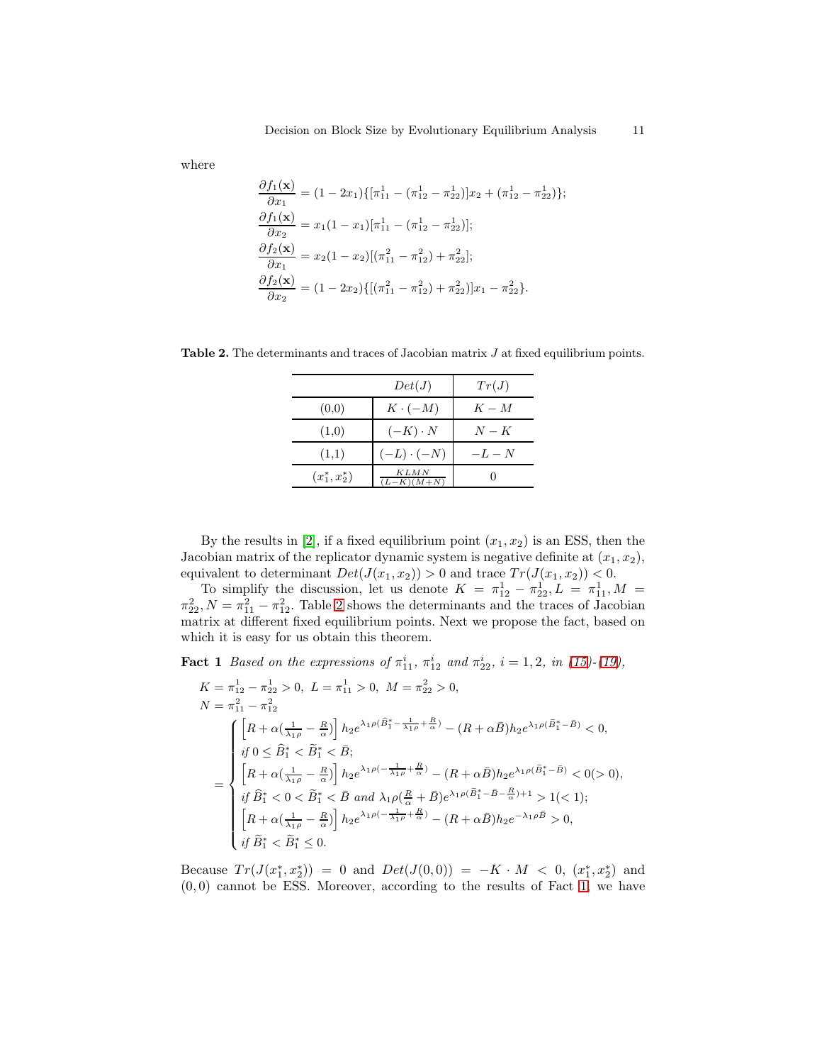where

$$\frac{\partial f_1(\mathbf{x})}{\partial x_1} = (1-2x_1)\{[\pi_{11}^1 - (\pi_{12}^1 - \pi_{22}^1)]x_2 + (\pi_{12}^1 - \pi_{22}^1)\};$$

$$\frac{\partial f_1(\mathbf{x})}{\partial x_2} = x_1(1-x_1)[\pi_{11}^1 - (\pi_{12}^1 - \pi_{22}^1)];$$

$$\frac{\partial f_2(\mathbf{x})}{\partial x_1} = x_2(1-x_2)[(\pi_{11}^2 - \pi_{12}^2) + \pi_{22}^2];$$

$$\frac{\partial f_2(\mathbf{x})}{\partial x_2} = (1-2x_2)\{[(\pi_{11}^2 - \pi_{12}^2) + \pi_{22}^2)]x_1 - \pi_{22}^2\}.$$

**Table 2.** The determinants and traces of Jacobian matrix $J$ at fixed equilibrium points.

| | $Det(J)$ | $Tr(J)$ |
|---|---|---|
| (0,0) | $K \cdot (-M)$ | $K - M$ |
| (1,0) | $(-K) \cdot N$ | $N - K$ |
| (1,1) | $(-L) \cdot (-N)$ | $-L - N$ |
| $(x_1^*, x_2^*)$ | $\frac{KLMN}{(L-K)(M+N)}$ | 0 |

By the results in [2], if a fixed equilibrium point $(x_1, x_2)$ is an ESS, then the Jacobian matrix of the replicator dynamic system is negative definite at $(x_1, x_2)$, equivalent to determinant $Det(J(x_1, x_2)) > 0$ and trace $Tr(J(x_1, x_2)) < 0$.

To simplify the discussion, let us denote $K = \pi_{12}^1 - \pi_{22}^1, L = \pi_{11}^1, M = \pi_{22}^2, N = \pi_{11}^2 - \pi_{12}^2$. Table 2 shows the determinants and the traces of Jacobian matrix at different fixed equilibrium points. Next we propose the fact, based on which it is easy for us obtain this theorem.

**Fact 1** *Based on the expressions of $\pi_{11}^i$, $\pi_{12}^i$ and $\pi_{22}^i$, $i = 1, 2$, in (15)-(19),*

$$
\begin{aligned}
&K = \pi_{12}^1 - \pi_{22}^1 > 0,\ L = \pi_{11}^1 > 0,\ M = \pi_{22}^2 > 0,\\
&N = \pi_{11}^2 - \pi_{12}^2\\
&= \begin{cases}
\left[R + \alpha(\frac{1}{\lambda_1\rho} - \frac{R}{\alpha})\right] h_2 e^{\lambda_1\rho(\widehat{B}_1^* - \frac{1}{\lambda_1\rho} + \frac{R}{\alpha})} - (R + \alpha\bar{B}) h_2 e^{\lambda_1\rho(\widetilde{B}_1^* - \bar{B})} < 0,\\
if\ 0 \le \widehat{B}_1^* < \widetilde{B}_1^* < \bar{B};\\
\left[R + \alpha(\frac{1}{\lambda_1\rho} - \frac{R}{\alpha})\right] h_2 e^{\lambda_1\rho(-\frac{1}{\lambda_1\rho} + \frac{R}{\alpha})} - (R + \alpha\bar{B}) h_2 e^{\lambda_1\rho(\widetilde{B}_1^* - \bar{B})} < 0 (> 0),\\
if\ \widehat{B}_1^* < 0 < \widetilde{B}_1^* < \bar{B}\ and\ \lambda_1\rho(\frac{R}{\alpha} + \bar{B}) e^{\lambda_1\rho(\widetilde{B}_1^* - \bar{B} - \frac{R}{\alpha}) + 1} > 1 (< 1);\\
\left[R + \alpha(\frac{1}{\lambda_1\rho} - \frac{R}{\alpha})\right] h_2 e^{\lambda_1\rho(-\frac{1}{\lambda_1\rho} + \frac{R}{\alpha})} - (R + \alpha\bar{B}) h_2 e^{-\lambda_1\rho\bar{B}} > 0,\\
if\ \widehat{B}_1^* < \widetilde{B}_1^* \le 0.
\end{cases}
\end{aligned}
$$

Because $Tr(J(x_1^*, x_2^*)) = 0$ and $Det(J(0,0)) = -K \cdot M < 0$, $(x_1^*, x_2^*)$ and $(0, 0)$ cannot be ESS. Moreover, according to the results of Fact 1, we have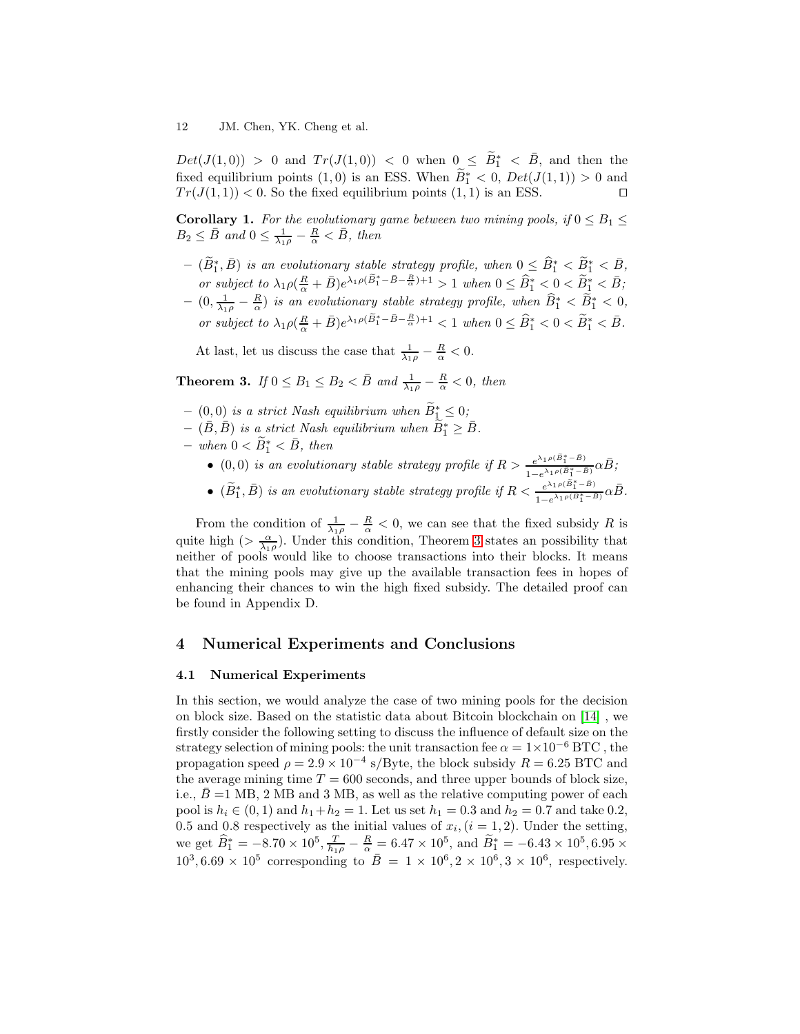$Det(J(1,0)) > 0$ and $Tr(J(1,0)) < 0$ when $0 \leq \widetilde{B}_1^* < \bar{B}$, and then the fixed equilibrium points $(1,0)$ is an ESS. When $\widetilde{B}_1^* < 0$, $Det(J(1,1)) > 0$ and $Tr(J(1,1)) < 0$. So the fixed equilibrium points $(1,1)$ is an ESS. □

**Corollary 1.** *For the evolutionary game between two mining pools, if $0 \leq B_1 \leq B_2 \leq \bar{B}$ and $0 \leq \frac{1}{\lambda_1 \rho} - \frac{R}{\alpha} < \bar{B}$, then*

- *$(\widetilde{B}_1^*, \bar{B})$ is an evolutionary stable strategy profile, when $0 \leq \widehat{B}_1^* < \widetilde{B}_1^* < \bar{B}$, or subject to $\lambda_1 \rho(\frac{R}{\alpha} + \bar{B}) e^{\lambda_1 \rho(\widetilde{B}_1^* - \bar{B} - \frac{R}{\alpha})+1} > 1$ when $0 \leq \widehat{B}_1^* < 0 < \widetilde{B}_1^* < \bar{B}$;*
- *$(0, \frac{1}{\lambda_1 \rho} - \frac{R}{\alpha})$ is an evolutionary stable strategy profile, when $\widehat{B}_1^* < \widetilde{B}_1^* < 0$, or subject to $\lambda_1 \rho(\frac{R}{\alpha} + \bar{B}) e^{\lambda_1 \rho(\widetilde{B}_1^* - \bar{B} - \frac{R}{\alpha})+1} < 1$ when $0 \leq \widehat{B}_1^* < 0 < \widetilde{B}_1^* < \bar{B}$.*

At last, let us discuss the case that $\frac{1}{\lambda_1 \rho} - \frac{R}{\alpha} < 0$.

**Theorem 3.** *If $0 \leq B_1 \leq B_2 < \bar{B}$ and $\frac{1}{\lambda_1 \rho} - \frac{R}{\alpha} < 0$, then*

- *$(0,0)$ is a strict Nash equilibrium when $\widetilde{B}_1^* \leq 0$;*
- *$(\bar{B}, \bar{B})$ is a strict Nash equilibrium when $\widetilde{B}_1^* \geq \bar{B}$.*
- *when $0 < \widetilde{B}_1^* < \bar{B}$, then*
  - *$(0,0)$ is an evolutionary stable strategy profile if $R > \frac{e^{\lambda_1 \rho(\widetilde{B}_1^* - \bar{B})}}{1 - e^{\lambda_1 \rho(\widetilde{B}_1^* - \bar{B})}} \alpha \bar{B}$;*
  - *$(\widetilde{B}_1^*, \bar{B})$ is an evolutionary stable strategy profile if $R < \frac{e^{\lambda_1 \rho(\widetilde{B}_1^* - \bar{B})}}{1 - e^{\lambda_1 \rho(\widetilde{B}_1^* - \bar{B})}} \alpha \bar{B}$.*

From the condition of $\frac{1}{\lambda_1 \rho} - \frac{R}{\alpha} < 0$, we can see that the fixed subsidy $R$ is quite high ($> \frac{\alpha}{\lambda_1 \rho}$). Under this condition, Theorem 3 states an possibility that neither of pools would like to choose transactions into their blocks. It means that the mining pools may give up the available transaction fees in hopes of enhancing their chances to win the high fixed subsidy. The detailed proof can be found in Appendix D.

## 4 Numerical Experiments and Conclusions

### 4.1 Numerical Experiments

In this section, we would analyze the case of two mining pools for the decision on block size. Based on the statistic data about Bitcoin blockchain on [14] , we firstly consider the following setting to discuss the influence of default size on the strategy selection of mining pools: the unit transaction fee $\alpha = 1 \times 10^{-6}$ BTC , the propagation speed $\rho = 2.9 \times 10^{-4}$ s/Byte, the block subsidy $R = 6.25$ BTC and the average mining time $T = 600$ seconds, and three upper bounds of block size, i.e., $\bar{B}$ =1 MB, 2 MB and 3 MB, as well as the relative computing power of each pool is $h_i \in (0,1)$ and $h_1 + h_2 = 1$. Let us set $h_1 = 0.3$ and $h_2 = 0.7$ and take 0.2, 0.5 and 0.8 respectively as the initial values of $x_i, (i = 1,2)$. Under the setting, we get $\widehat{B}_1^* = -8.70 \times 10^5, \frac{T}{h_1 \rho} - \frac{R}{\alpha} = 6.47 \times 10^5$, and $\widetilde{B}_1^* = -6.43 \times 10^5, 6.95 \times 10^3, 6.69 \times 10^5$ corresponding to $\bar{B} = 1 \times 10^6, 2 \times 10^6, 3 \times 10^6$, respectively.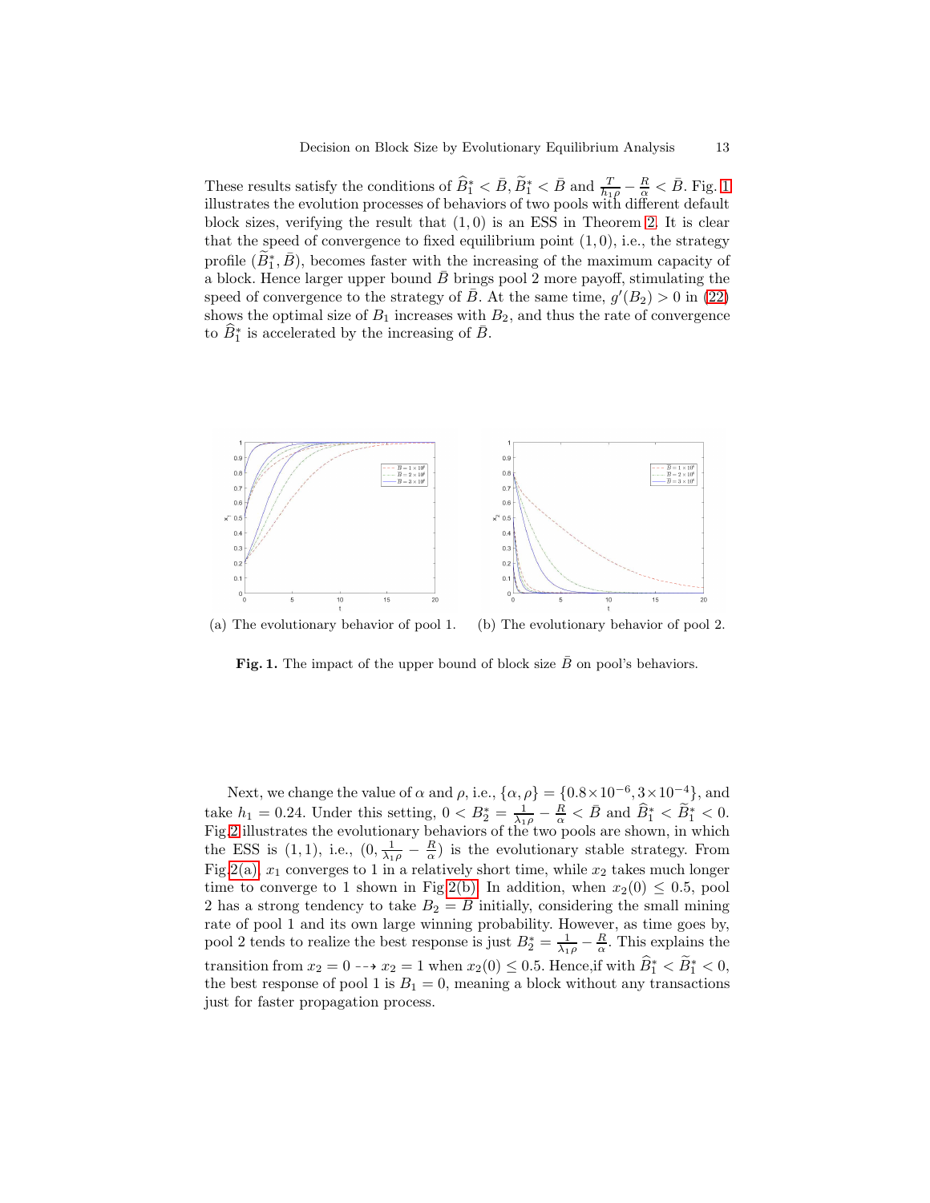These results satisfy the conditions of $\widehat{B}_1^* < \bar{B}, \widetilde{B}_1^* < \bar{B}$ and $\frac{T}{h_1 \rho} - \frac{R}{\alpha} < \bar{B}$. Fig. 1 illustrates the evolution processes of behaviors of two pools with different default block sizes, verifying the result that $(1, 0)$ is an ESS in Theorem 2. It is clear that the speed of convergence to fixed equilibrium point $(1, 0)$, i.e., the strategy profile $(\widetilde{B}_1^*, \bar{B})$, becomes faster with the increasing of the maximum capacity of a block. Hence larger upper bound $\bar{B}$ brings pool 2 more payoff, stimulating the speed of convergence to the strategy of $\bar{B}$. At the same time, $g'(B_2) > 0$ in (22) shows the optimal size of $B_1$ increases with $B_2$, and thus the rate of convergence to $\widehat{B}_1^*$ is accelerated by the increasing of $\bar{B}$.

(a) The evolutionary behavior of pool 1.

(b) The evolutionary behavior of pool 2.

**Fig. 1.** The impact of the upper bound of block size $\bar{B}$ on pool's behaviors.

Next, we change the value of $\alpha$ and $\rho$, i.e., $\{\alpha, \rho\} = \{0.8 \times 10^{-6}, 3 \times 10^{-4}\}$, and take $h_1 = 0.24$. Under this setting, $0 < B_2^* = \frac{1}{\lambda_1 \rho} - \frac{R}{\alpha} < \bar{B}$ and $\widehat{B}_1^* < \widetilde{B}_1^* < 0$. Fig.2 illustrates the evolutionary behaviors of the two pools are shown, in which the ESS is $(1, 1)$, i.e., $(0, \frac{1}{\lambda_1 \rho} - \frac{R}{\alpha})$ is the evolutionary stable strategy. From Fig.2(a), $x_1$ converges to 1 in a relatively short time, while $x_2$ takes much longer time to converge to 1 shown in Fig.2(b). In addition, when $x_2(0) \leq 0.5$, pool 2 has a strong tendency to take $B_2 = \bar{B}$ initially, considering the small mining rate of pool 1 and its own large winning probability. However, as time goes by, pool 2 tends to realize the best response is just $B_2^* = \frac{1}{\lambda_1 \rho} - \frac{R}{\alpha}$. This explains the transition from $x_2 = 0 \dashrightarrow x_2 = 1$ when $x_2(0) \leq 0.5$. Hence,if with $\widehat{B}_1^* < \widetilde{B}_1^* < 0$, the best response of pool 1 is $B_1 = 0$, meaning a block without any transactions just for faster propagation process.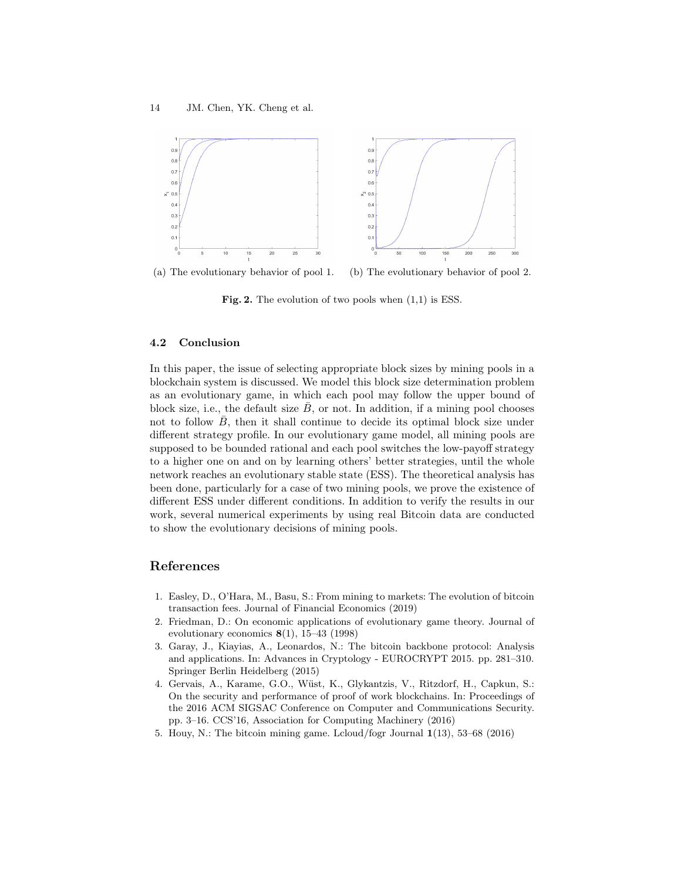(a) The evolutionary behavior of pool 1. (b) The evolutionary behavior of pool 2.

**Fig. 2.** The evolution of two pools when (1,1) is ESS.

### 4.2 Conclusion

In this paper, the issue of selecting appropriate block sizes by mining pools in a blockchain system is discussed. We model this block size determination problem as an evolutionary game, in which each pool may follow the upper bound of block size, i.e., the default size $\bar{B}$, or not. In addition, if a mining pool chooses not to follow $\bar{B}$, then it shall continue to decide its optimal block size under different strategy profile. In our evolutionary game model, all mining pools are supposed to be bounded rational and each pool switches the low-payoff strategy to a higher one on and on by learning others' better strategies, until the whole network reaches an evolutionary stable state (ESS). The theoretical analysis has been done, particularly for a case of two mining pools, we prove the existence of different ESS under different conditions. In addition to verify the results in our work, several numerical experiments by using real Bitcoin data are conducted to show the evolutionary decisions of mining pools.

## References

1. Easley, D., O'Hara, M., Basu, S.: From mining to markets: The evolution of bitcoin transaction fees. Journal of Financial Economics (2019)
2. Friedman, D.: On economic applications of evolutionary game theory. Journal of evolutionary economics **8**(1), 15–43 (1998)
3. Garay, J., Kiayias, A., Leonardos, N.: The bitcoin backbone protocol: Analysis and applications. In: Advances in Cryptology - EUROCRYPT 2015. pp. 281–310. Springer Berlin Heidelberg (2015)
4. Gervais, A., Karame, G.O., Wüst, K., Glykantzis, V., Ritzdorf, H., Capkun, S.: On the security and performance of proof of work blockchains. In: Proceedings of the 2016 ACM SIGSAC Conference on Computer and Communications Security. pp. 3–16. CCS'16, Association for Computing Machinery (2016)
5. Houy, N.: The bitcoin mining game. Lcloud/fogr Journal **1**(13), 53–68 (2016)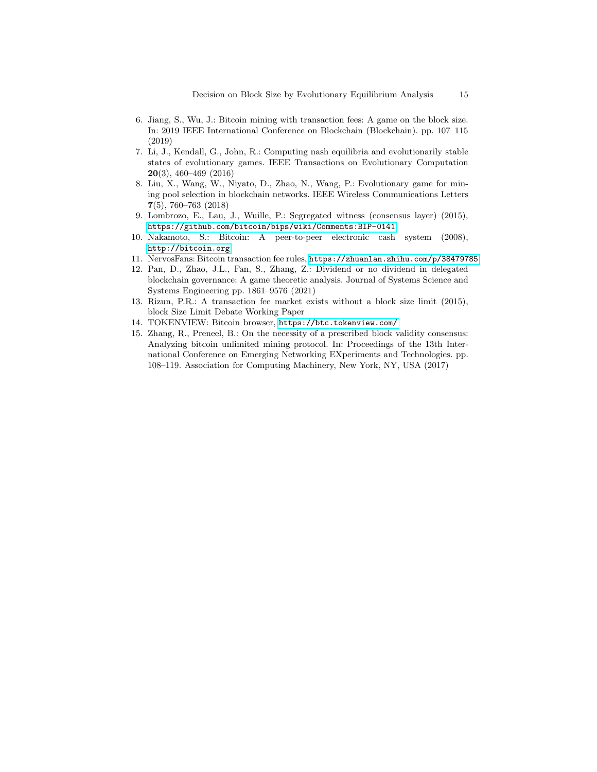6. Jiang, S., Wu, J.: Bitcoin mining with transaction fees: A game on the block size. In: 2019 IEEE International Conference on Blockchain (Blockchain). pp. 107–115 (2019)
7. Li, J., Kendall, G., John, R.: Computing nash equilibria and evolutionarily stable states of evolutionary games. IEEE Transactions on Evolutionary Computation **20**(3), 460–469 (2016)
8. Liu, X., Wang, W., Niyato, D., Zhao, N., Wang, P.: Evolutionary game for mining pool selection in blockchain networks. IEEE Wireless Communications Letters **7**(5), 760–763 (2018)
9. Lombrozo, E., Lau, J., Wuille, P.: Segregated witness (consensus layer) (2015), `https://github.com/bitcoin/bips/wiki/Comments:BIP-0141`
10. Nakamoto, S.: Bitcoin: A peer-to-peer electronic cash system (2008), `http://bitcoin.org`
11. NervosFans: Bitcoin transaction fee rules, `https://zhuanlan.zhihu.com/p/38479785`
12. Pan, D., Zhao, J.L., Fan, S., Zhang, Z.: Dividend or no dividend in delegated blockchain governance: A game theoretic analysis. Journal of Systems Science and Systems Engineering pp. 1861–9576 (2021)
13. Rizun, P.R.: A transaction fee market exists without a block size limit (2015), block Size Limit Debate Working Paper
14. TOKENVIEW: Bitcoin browser, `https://btc.tokenview.com/`
15. Zhang, R., Preneel, B.: On the necessity of a prescribed block validity consensus: Analyzing bitcoin unlimited mining protocol. In: Proceedings of the 13th International Conference on Emerging Networking EXperiments and Technologies. pp. 108–119. Association for Computing Machinery, New York, NY, USA (2017)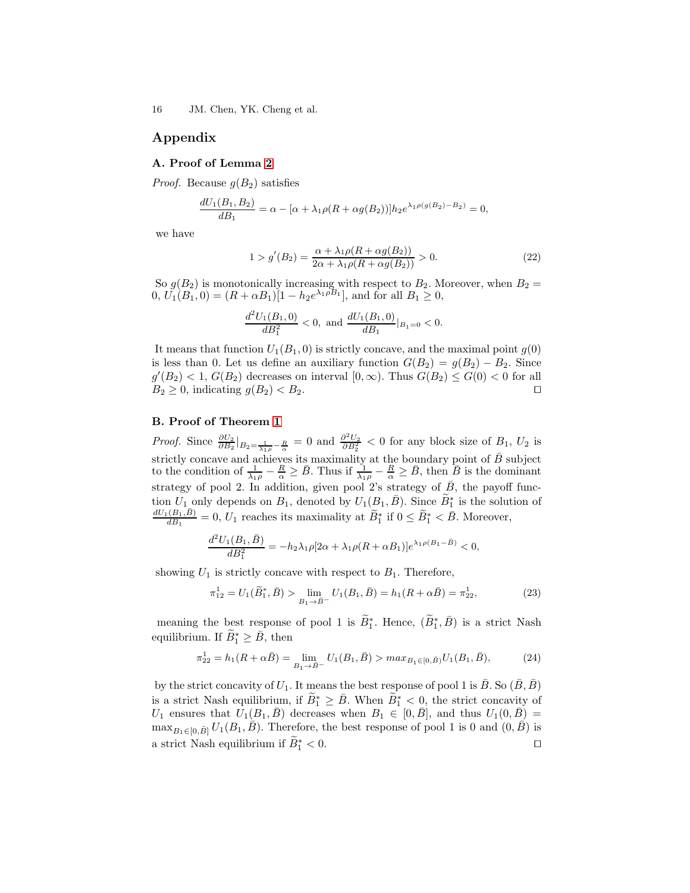## Appendix

### A. Proof of Lemma 2

*Proof.* Because $g(B_2)$ satisfies

$$\frac{dU_1(B_1,B_2)}{dB_1} = \alpha - [\alpha + \lambda_1\rho(R+\alpha g(B_2))]h_2 e^{\lambda_1\rho(g(B_2)-B_2)} = 0,$$

we have

$$1 > g'(B_2) = \frac{\alpha + \lambda_1\rho(R+\alpha g(B_2))}{2\alpha + \lambda_1\rho(R+\alpha g(B_2))} > 0. \tag{22}$$

So $g(B_2)$ is monotonically increasing with respect to $B_2$. Moreover, when $B_2 = 0$, $U_1(B_1, 0) = (R + \alpha B_1)[1 - h_2 e^{\lambda_1\rho B_1}]$, and for all $B_1 \geq 0$,

$$\frac{d^2U_1(B_1,0)}{dB_1^2} < 0, \text{ and } \frac{dU_1(B_1,0)}{dB_1}|_{B_1=0} < 0.$$

It means that function $U_1(B_1, 0)$ is strictly concave, and the maximal point $g(0)$ is less than 0. Let us define an auxiliary function $G(B_2) = g(B_2) - B_2$. Since $g'(B_2) < 1$, $G(B_2)$ decreases on interval $[0, \infty)$. Thus $G(B_2) \leq G(0) < 0$ for all $B_2 \geq 0$, indicating $g(B_2) < B_2$. □

### B. Proof of Theorem 1

*Proof.* Since $\frac{\partial U_2}{\partial B_2}|_{B_2=\frac{1}{\lambda_1\rho}-\frac{R}{\alpha}} = 0$ and $\frac{\partial^2 U_2}{\partial B_2^2} < 0$ for any block size of $B_1$, $U_2$ is strictly concave and achieves its maximality at the boundary point of $\bar{B}$ subject to the condition of $\frac{1}{\lambda_1\rho} - \frac{R}{\alpha} \geq \bar{B}$. Thus if $\frac{1}{\lambda_1\rho} - \frac{R}{\alpha} \geq \bar{B}$, then $\bar{B}$ is the dominant strategy of pool 2. In addition, given pool 2's strategy of $\bar{B}$, the payoff function $U_1$ only depends on $B_1$, denoted by $U_1(B_1, \bar{B})$. Since $\widetilde{B}_1^*$ is the solution of $\frac{dU_1(B_1,\bar{B})}{dB_1} = 0$, $U_1$ reaches its maximality at $\widetilde{B}_1^*$ if $0 \leq \widetilde{B}_1^* < \bar{B}$. Moreover,

$$\frac{d^2U_1(B_1,\bar{B})}{dB_1^2} = -h_2\lambda_1\rho[2\alpha + \lambda_1\rho(R+\alpha B_1)]e^{\lambda_1\rho(B_1-\bar{B})} < 0,$$

showing $U_1$ is strictly concave with respect to $B_1$. Therefore,

$$\pi_{12}^1 = U_1(\widetilde{B}_1^*, \bar{B}) > \lim_{B_1\to\bar{B}^-} U_1(B_1,\bar{B}) = h_1(R+\alpha\bar{B}) = \pi_{22}^1, \tag{23}$$

meaning the best response of pool 1 is $\widetilde{B}_1^*$. Hence, $(\widetilde{B}_1^*, \bar{B})$ is a strict Nash equilibrium. If $\widetilde{B}_1^* \geq \bar{B}$, then

$$\pi_{22}^1 = h_1(R+\alpha\bar{B}) = \lim_{B_1\to\bar{B}^-} U_1(B_1,\bar{B}) > max_{B_1\in[0,\bar{B})} U_1(B_1,\bar{B}), \tag{24}$$

by the strict concavity of $U_1$. It means the best response of pool 1 is $\bar{B}$. So $(\bar{B}, \bar{B})$ is a strict Nash equilibrium, if $\widetilde{B}_1^* \geq \bar{B}$. When $\widetilde{B}_1^* < 0$, the strict concavity of $U_1$ ensures that $U_1(B_1, \bar{B})$ decreases when $B_1 \in [0, \bar{B}]$, and thus $U_1(0, \bar{B}) = \max_{B_1\in[0,\bar{B}]} U_1(B_1, \bar{B})$. Therefore, the best response of pool 1 is 0 and $(0, \bar{B})$ is a strict Nash equilibrium if $\widetilde{B}_1^* < 0$. □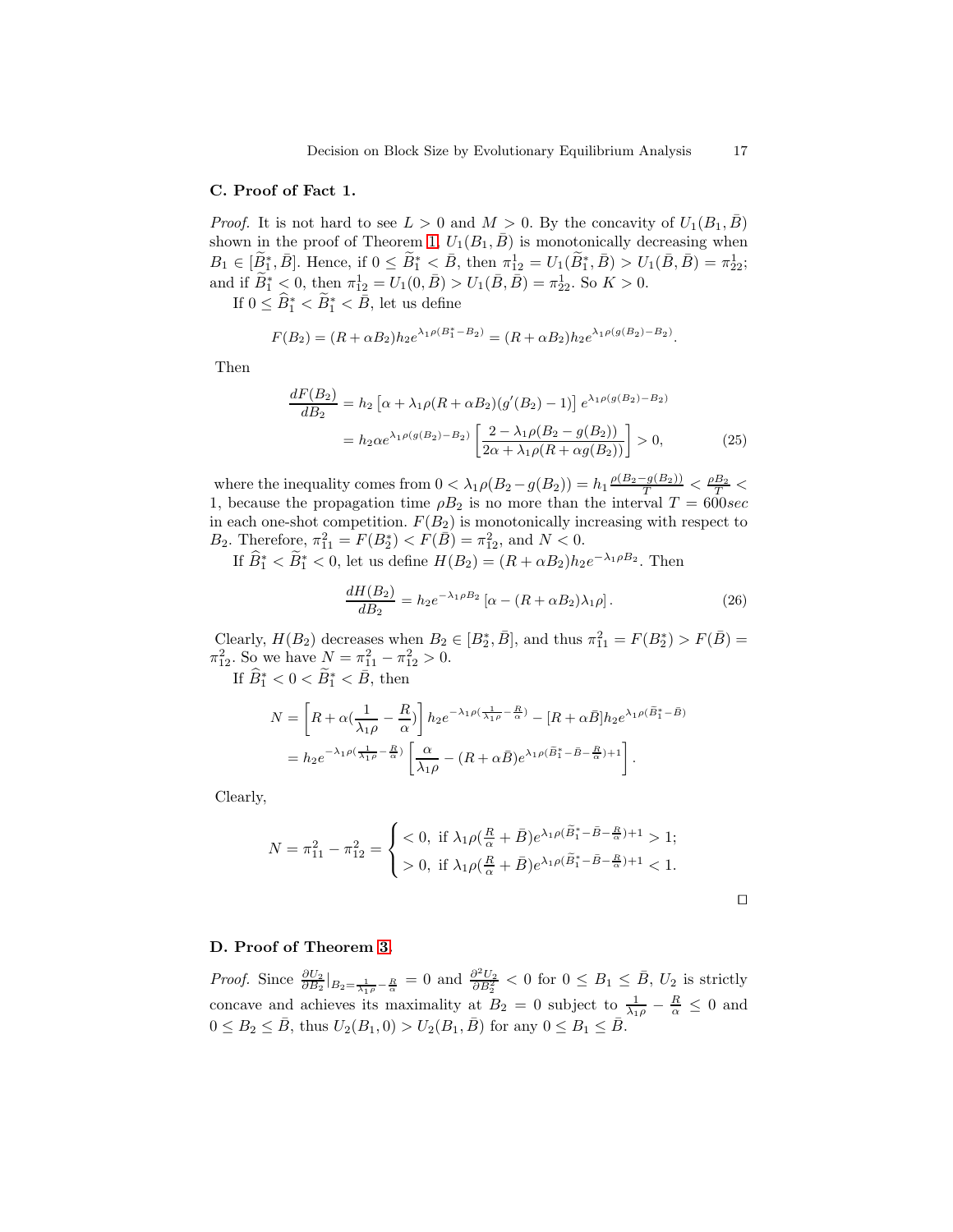### C. Proof of Fact 1.

*Proof.* It is not hard to see $L > 0$ and $M > 0$. By the concavity of $U_1(B_1, \bar{B})$ shown in the proof of Theorem 1, $U_1(B_1, \bar{B})$ is monotonically decreasing when $B_1 \in [\widetilde{B}_1^*, \bar{B}]$. Hence, if $0 \leq \widetilde{B}_1^* < \bar{B}$, then $\pi_{12}^1 = U_1(\widetilde{B}_1^*, \bar{B}) > U_1(\bar{B}, \bar{B}) = \pi_{22}^1$; and if $\widetilde{B}_1^* < 0$, then $\pi_{12}^1 = U_1(0, \bar{B}) > U_1(\bar{B}, \bar{B}) = \pi_{22}^1$. So $K > 0$.

If $0 \leq \widehat{B}_1^* < \widetilde{B}_1^* < \bar{B}$, let us define

$$F(B_2) = (R + \alpha B_2) h_2 e^{\lambda_1 \rho (B_1^* - B_2)} = (R + \alpha B_2) h_2 e^{\lambda_1 \rho (g(B_2) - B_2)}.$$

Then

$$\begin{aligned}
\frac{dF(B_2)}{dB_2} &= h_2 \left[\alpha + \lambda_1 \rho (R + \alpha B_2)(g'(B_2) - 1)\right] e^{\lambda_1 \rho (g(B_2) - B_2)} \\
&= h_2 \alpha e^{\lambda_1 \rho (g(B_2) - B_2)} \left[\frac{2 - \lambda_1 \rho (B_2 - g(B_2))}{2\alpha + \lambda_1 \rho (R + \alpha g(B_2))}\right] > 0, \qquad (25)
\end{aligned}$$

where the inequality comes from $0 < \lambda_1 \rho (B_2 - g(B_2)) = h_1 \frac{\rho (B_2 - g(B_2))}{T} < \frac{\rho B_2}{T} < 1$, because the propagation time $\rho B_2$ is no more than the interval $T = 600 sec$ in each one-shot competition. $F(B_2)$ is monotonically increasing with respect to $B_2$. Therefore, $\pi_{11}^2 = F(B_2^*) < F(\bar{B}) = \pi_{12}^2$, and $N < 0$.

If $\widehat{B}_1^* < \widetilde{B}_1^* < 0$, let us define $H(B_2) = (R + \alpha B_2) h_2 e^{-\lambda_1 \rho B_2}$. Then

$$\frac{dH(B_2)}{dB_2} = h_2 e^{-\lambda_1 \rho B_2} \left[\alpha - (R + \alpha B_2) \lambda_1 \rho\right]. \qquad (26)$$

Clearly, $H(B_2)$ decreases when $B_2 \in [B_2^*, \bar{B}]$, and thus $\pi_{11}^2 = F(B_2^*) > F(\bar{B}) = \pi_{12}^2$. So we have $N = \pi_{11}^2 - \pi_{12}^2 > 0$.

If $\widehat{B}_1^* < 0 < \widetilde{B}_1^* < \bar{B}$, then

$$\begin{aligned}
N &= \left[R + \alpha (\frac{1}{\lambda_1 \rho} - \frac{R}{\alpha})\right] h_2 e^{-\lambda_1 \rho (\frac{1}{\lambda_1 \rho} - \frac{R}{\alpha})} - [R + \alpha \bar{B}] h_2 e^{\lambda_1 \rho (\widetilde{B}_1^* - \bar{B})} \\
&= h_2 e^{-\lambda_1 \rho (\frac{1}{\lambda_1 \rho} - \frac{R}{\alpha})} \left[\frac{\alpha}{\lambda_1 \rho} - (R + \alpha \bar{B}) e^{\lambda_1 \rho (\widetilde{B}_1^* - \bar{B} - \frac{R}{\alpha}) + 1}\right].
\end{aligned}$$

Clearly,

$$N = \pi_{11}^2 - \pi_{12}^2 = \begin{cases} < 0, \text{ if } \lambda_1 \rho (\frac{R}{\alpha} + \bar{B}) e^{\lambda_1 \rho (\widetilde{B}_1^* - \bar{B} - \frac{R}{\alpha}) + 1} > 1; \\ > 0, \text{ if } \lambda_1 \rho (\frac{R}{\alpha} + \bar{B}) e^{\lambda_1 \rho (\widetilde{B}_1^* - \bar{B} - \frac{R}{\alpha}) + 1} < 1. \end{cases}$$

□

### D. Proof of Theorem 3.

*Proof.* Since $\frac{\partial U_2}{\partial B_2}|_{B_2 = \frac{1}{\lambda_1 \rho} - \frac{R}{\alpha}} = 0$ and $\frac{\partial^2 U_2}{\partial B_2^2} < 0$ for $0 \leq B_1 \leq \bar{B}$, $U_2$ is strictly concave and achieves its maximality at $B_2 = 0$ subject to $\frac{1}{\lambda_1 \rho} - \frac{R}{\alpha} \leq 0$ and $0 \leq B_2 \leq \bar{B}$, thus $U_2(B_1, 0) > U_2(B_1, \bar{B})$ for any $0 \leq B_1 \leq \bar{B}$.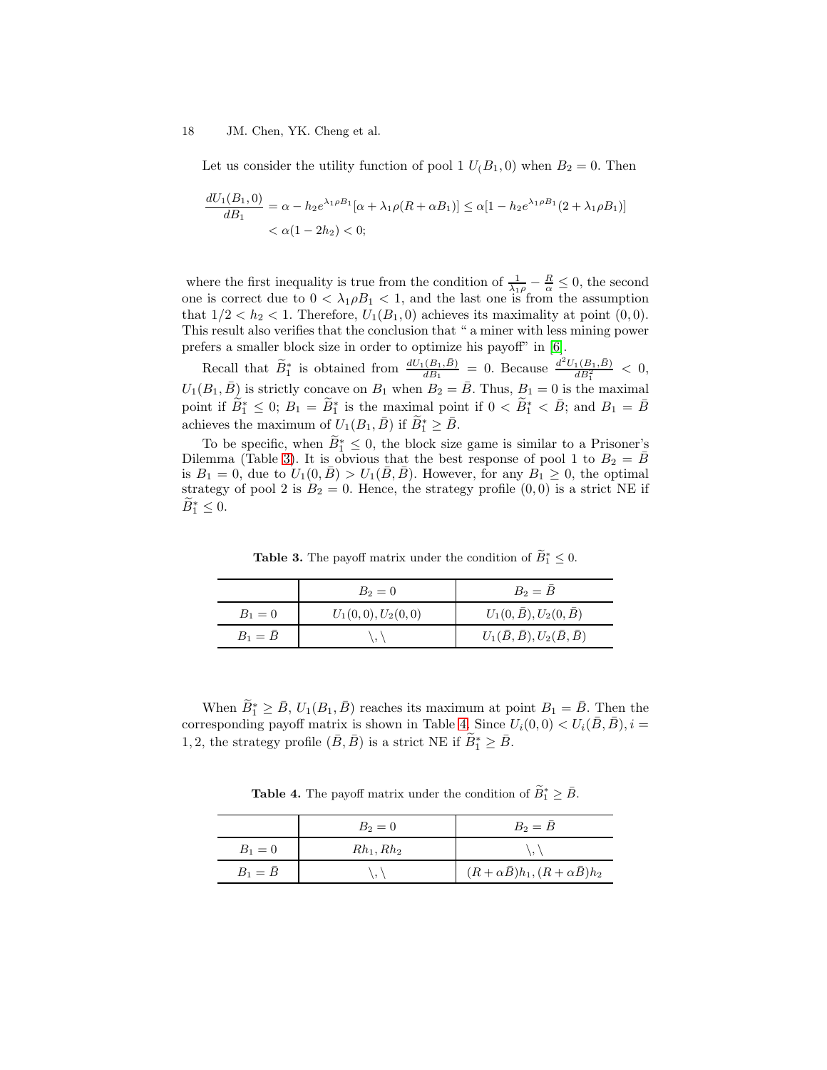Let us consider the utility function of pool 1 $U_(B_1, 0)$ when $B_2 = 0$. Then

$$
\begin{aligned}
\frac{dU_1(B_1,0)}{dB_1} &= \alpha - h_2 e^{\lambda_1 \rho B_1}[\alpha + \lambda_1 \rho (R + \alpha B_1)] \le \alpha[1 - h_2 e^{\lambda_1 \rho B_1}(2 + \lambda_1 \rho B_1)] \\
&< \alpha(1 - 2h_2) < 0;
\end{aligned}
$$

where the first inequality is true from the condition of $\frac{1}{\lambda_1 \rho} - \frac{R}{\alpha} \le 0$, the second one is correct due to $0 < \lambda_1 \rho B_1 < 1$, and the last one is from the assumption that $1/2 < h_2 < 1$. Therefore, $U_1(B_1, 0)$ achieves its maximality at point $(0, 0)$. This result also verifies that the conclusion that " a miner with less mining power prefers a smaller block size in order to optimize his payoff" in [6].

Recall that $\widetilde{B}_1^*$ is obtained from $\frac{dU_1(B_1,\bar{B})}{dB_1} = 0$. Because $\frac{d^2U_1(B_1,\bar{B})}{dB_1^2} < 0$, $U_1(B_1, \bar{B})$ is strictly concave on $B_1$ when $B_2 = \bar{B}$. Thus, $B_1 = 0$ is the maximal point if $\widetilde{B}_1^* \le 0$; $B_1 = \widetilde{B}_1^*$ is the maximal point if $0 < \widetilde{B}_1^* < \bar{B}$; and $B_1 = \bar{B}$ achieves the maximum of $U_1(B_1, \bar{B})$ if $\widetilde{B}_1^* \ge \bar{B}$.

To be specific, when $\widetilde{B}_1^* \le 0$, the block size game is similar to a Prisoner's Dilemma (Table 3). It is obvious that the best response of pool 1 to $B_2 = \bar{B}$ is $B_1 = 0$, due to $U_1(0, \bar{B}) > U_1(\bar{B}, \bar{B})$. However, for any $B_1 \ge 0$, the optimal strategy of pool 2 is $B_2 = 0$. Hence, the strategy profile $(0, 0)$ is a strict NE if $\widetilde{B}_1^* \le 0$.

**Table 3.** The payoff matrix under the condition of $\widetilde{B}_1^* \le 0$.

| | $B_2 = 0$ | $B_2 = \bar{B}$ |
|---|---|---|
| $B_1 = 0$ | $U_1(0, 0), U_2(0, 0)$ | $U_1(0, \bar{B}), U_2(0, \bar{B})$ |
| $B_1 = \bar{B}$ | \, \ | $U_1(\bar{B}, \bar{B}), U_2(\bar{B}, \bar{B})$ |

When $\widetilde{B}_1^* \ge \bar{B}$, $U_1(B_1, \bar{B})$ reaches its maximum at point $B_1 = \bar{B}$. Then the corresponding payoff matrix is shown in Table 4. Since $U_i(0, 0) < U_i(\bar{B}, \bar{B}), i = 1, 2$, the strategy profile $(\bar{B}, \bar{B})$ is a strict NE if $\widetilde{B}_1^* \ge \bar{B}$.

**Table 4.** The payoff matrix under the condition of $\widetilde{B}_1^* \ge \bar{B}$.

| | $B_2 = 0$ | $B_2 = \bar{B}$ |
|---|---|---|
| $B_1 = 0$ | $Rh_1, Rh_2$ | \, \ |
| $B_1 = \bar{B}$ | \, \ | $(R + \alpha\bar{B})h_1, (R + \alpha\bar{B})h_2$ |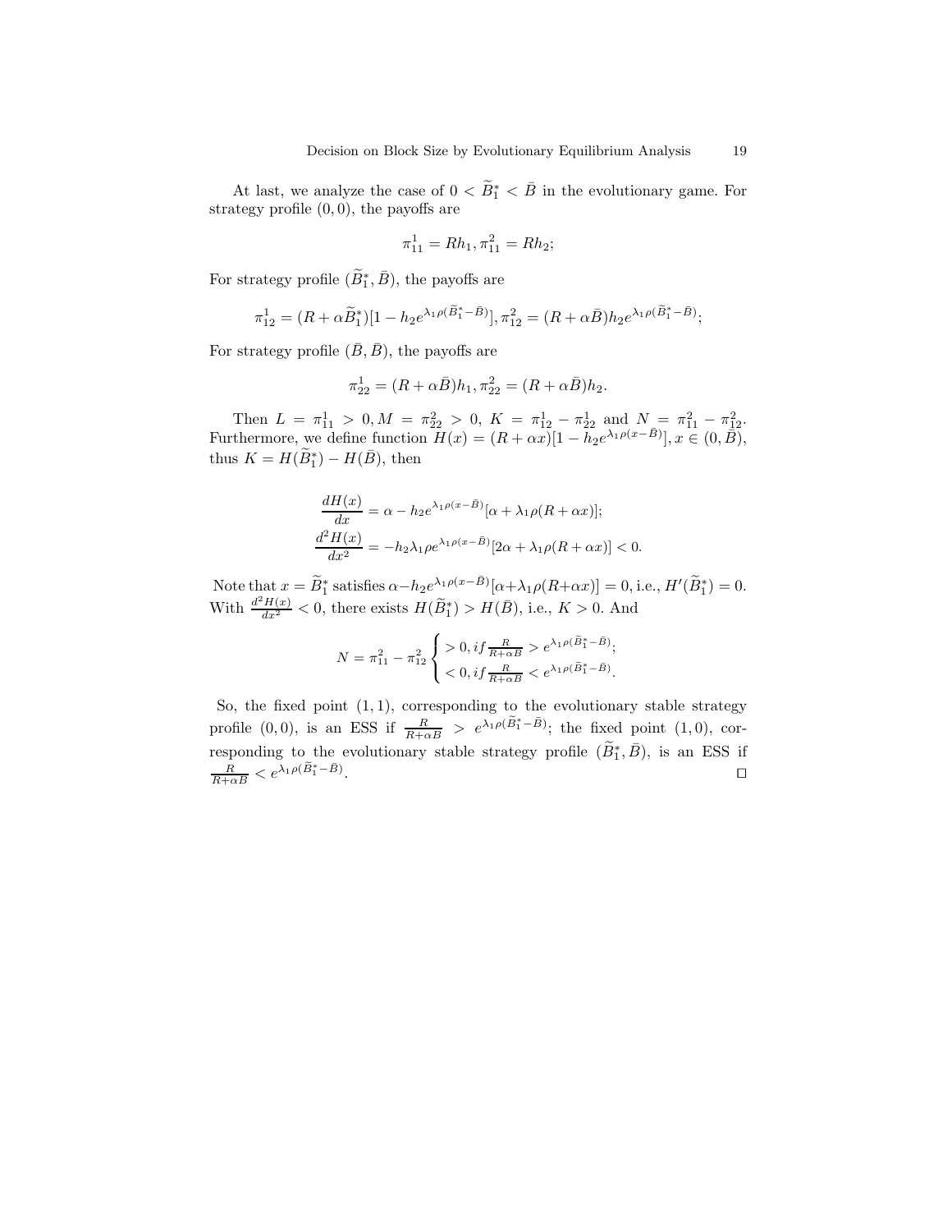At last, we analyze the case of $0 < \widetilde{B}_1^* < \bar{B}$ in the evolutionary game. For strategy profile $(0, 0)$, the payoffs are

$$\pi_{11}^1 = Rh_1, \pi_{11}^2 = Rh_2;$$

For strategy profile $(\widetilde{B}_1^*, \bar{B})$, the payoffs are

$$\pi_{12}^1 = (R + \alpha\widetilde{B}_1^*)[1 - h_2 e^{\lambda_1 \rho(\widetilde{B}_1^* - \bar{B})}], \pi_{12}^2 = (R + \alpha\bar{B})h_2 e^{\lambda_1 \rho(\widetilde{B}_1^* - \bar{B})};$$

For strategy profile $(\bar{B}, \bar{B})$, the payoffs are

$$\pi_{22}^1 = (R + \alpha\bar{B})h_1, \pi_{22}^2 = (R + \alpha\bar{B})h_2.$$

Then $L = \pi_{11}^1 > 0, M = \pi_{22}^2 > 0$, $K = \pi_{12}^1 - \pi_{22}^1$ and $N = \pi_{11}^2 - \pi_{12}^2$. Furthermore, we define function $H(x) = (R + \alpha x)[1 - h_2 e^{\lambda_1 \rho(x - \bar{B})}], x \in (0, \bar{B})$, thus $K = H(\widetilde{B}_1^*) - H(\bar{B})$, then

$$\frac{dH(x)}{dx} = \alpha - h_2 e^{\lambda_1 \rho(x - \bar{B})}[\alpha + \lambda_1 \rho(R + \alpha x)];$$
$$\frac{d^2 H(x)}{dx^2} = -h_2 \lambda_1 \rho e^{\lambda_1 \rho(x - \bar{B})}[2\alpha + \lambda_1 \rho(R + \alpha x)] < 0.$$

Note that $x = \widetilde{B}_1^*$ satisfies $\alpha - h_2 e^{\lambda_1 \rho(x - \bar{B})}[\alpha + \lambda_1 \rho(R + \alpha x)] = 0$, i.e., $H'(\widetilde{B}_1^*) = 0$. With $\frac{d^2 H(x)}{dx^2} < 0$, there exists $H(\widetilde{B}_1^*) > H(\bar{B})$, i.e., $K > 0$. And

$$N = \pi_{11}^2 - \pi_{12}^2 \begin{cases} > 0, if \, \frac{R}{R + \alpha B} > e^{\lambda_1 \rho(\widetilde{B}_1^* - \bar{B})}; \\ < 0, if \, \frac{R}{R + \alpha B} < e^{\lambda_1 \rho(\widetilde{B}_1^* - \bar{B})}. \end{cases}$$

So, the fixed point $(1, 1)$, corresponding to the evolutionary stable strategy profile $(0, 0)$, is an ESS if $\frac{R}{R + \alpha B} > e^{\lambda_1 \rho(\widetilde{B}_1^* - \bar{B})}$; the fixed point $(1, 0)$, corresponding to the evolutionary stable strategy profile $(\widetilde{B}_1^*, \bar{B})$, is an ESS if $\frac{R}{R + \alpha B} < e^{\lambda_1 \rho(\widetilde{B}_1^* - \bar{B})}$. □